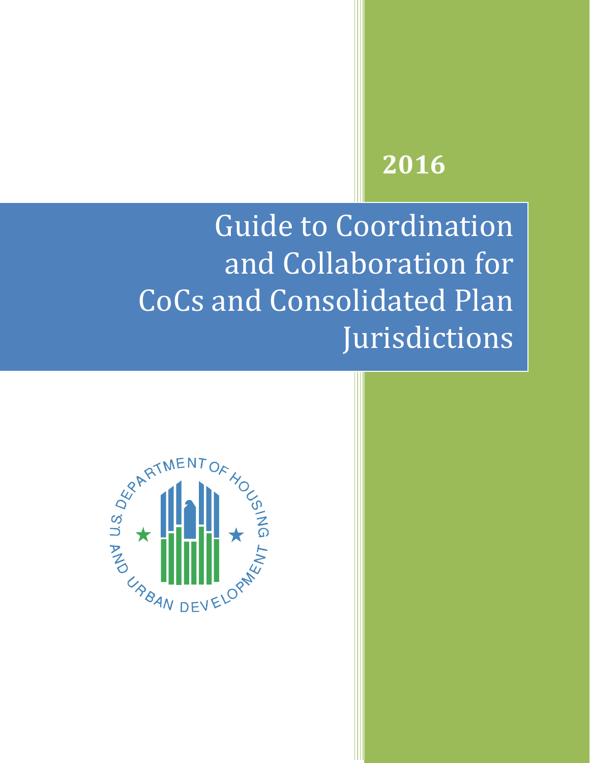2016

# Guide to Coordination and Collaboration for CoCs and Consolidated Plan Jurisdictions

U.S. DEPARTMENT OF HOUSING AND URBAN DEVELOPMENT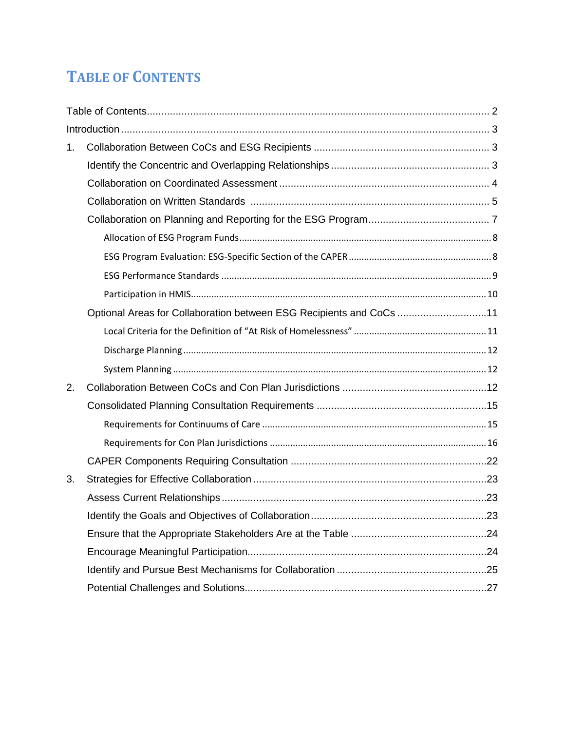# Table of Contents

- Table of Contents ..... 2
- Introduction ..... 3
- 1. Collaboration Between CoCs and ESG Recipients ..... 3
  - Identify the Concentric and Overlapping Relationships ..... 3
  - Collaboration on Coordinated Assessment ..... 4
  - Collaboration on Written Standards ..... 5
  - Collaboration on Planning and Reporting for the ESG Program ..... 7
    - Allocation of ESG Program Funds ..... 8
    - ESG Program Evaluation: ESG-Specific Section of the CAPER ..... 8
    - ESG Performance Standards ..... 9
    - Participation in HMIS ..... 10
  - Optional Areas for Collaboration between ESG Recipients and CoCs ..... 11
    - Local Criteria for the Definition of “At Risk of Homelessness” ..... 11
    - Discharge Planning ..... 12
    - System Planning ..... 12
- 2. Collaboration Between CoCs and Con Plan Jurisdictions ..... 12
  - Consolidated Planning Consultation Requirements ..... 15
    - Requirements for Continuums of Care ..... 15
    - Requirements for Con Plan Jurisdictions ..... 16
  - CAPER Components Requiring Consultation ..... 22
- 3. Strategies for Effective Collaboration ..... 23
  - Assess Current Relationships ..... 23
  - Identify the Goals and Objectives of Collaboration ..... 23
  - Ensure that the Appropriate Stakeholders Are at the Table ..... 24
  - Encourage Meaningful Participation ..... 24
  - Identify and Pursue Best Mechanisms for Collaboration ..... 25
  - Potential Challenges and Solutions ..... 27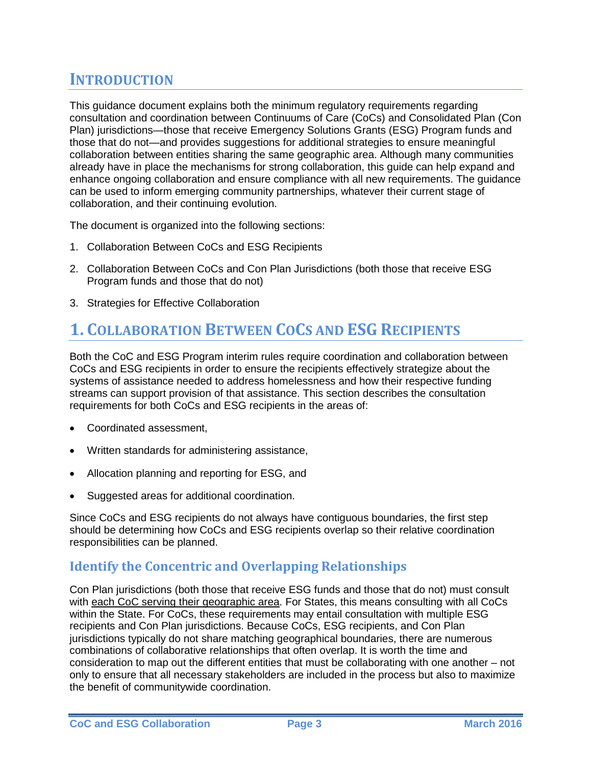## INTRODUCTION

This guidance document explains both the minimum regulatory requirements regarding consultation and coordination between Continuums of Care (CoCs) and Consolidated Plan (Con Plan) jurisdictions—those that receive Emergency Solutions Grants (ESG) Program funds and those that do not—and provides suggestions for additional strategies to ensure meaningful collaboration between entities sharing the same geographic area. Although many communities already have in place the mechanisms for strong collaboration, this guide can help expand and enhance ongoing collaboration and ensure compliance with all new requirements. The guidance can be used to inform emerging community partnerships, whatever their current stage of collaboration, and their continuing evolution.

The document is organized into the following sections:

1. Collaboration Between CoCs and ESG Recipients
2. Collaboration Between CoCs and Con Plan Jurisdictions (both those that receive ESG Program funds and those that do not)
3. Strategies for Effective Collaboration

## 1. COLLABORATION BETWEEN COCS AND ESG RECIPIENTS

Both the CoC and ESG Program interim rules require coordination and collaboration between CoCs and ESG recipients in order to ensure the recipients effectively strategize about the systems of assistance needed to address homelessness and how their respective funding streams can support provision of that assistance. This section describes the consultation requirements for both CoCs and ESG recipients in the areas of:

- Coordinated assessment,
- Written standards for administering assistance,
- Allocation planning and reporting for ESG, and
- Suggested areas for additional coordination.

Since CoCs and ESG recipients do not always have contiguous boundaries, the first step should be determining how CoCs and ESG recipients overlap so their relative coordination responsibilities can be planned.

### Identify the Concentric and Overlapping Relationships

Con Plan jurisdictions (both those that receive ESG funds and those that do not) must consult with each CoC serving their geographic area. For States, this means consulting with all CoCs within the State. For CoCs, these requirements may entail consultation with multiple ESG recipients and Con Plan jurisdictions. Because CoCs, ESG recipients, and Con Plan jurisdictions typically do not share matching geographical boundaries, there are numerous combinations of collaborative relationships that often overlap. It is worth the time and consideration to map out the different entities that must be collaborating with one another – not only to ensure that all necessary stakeholders are included in the process but also to maximize the benefit of communitywide coordination.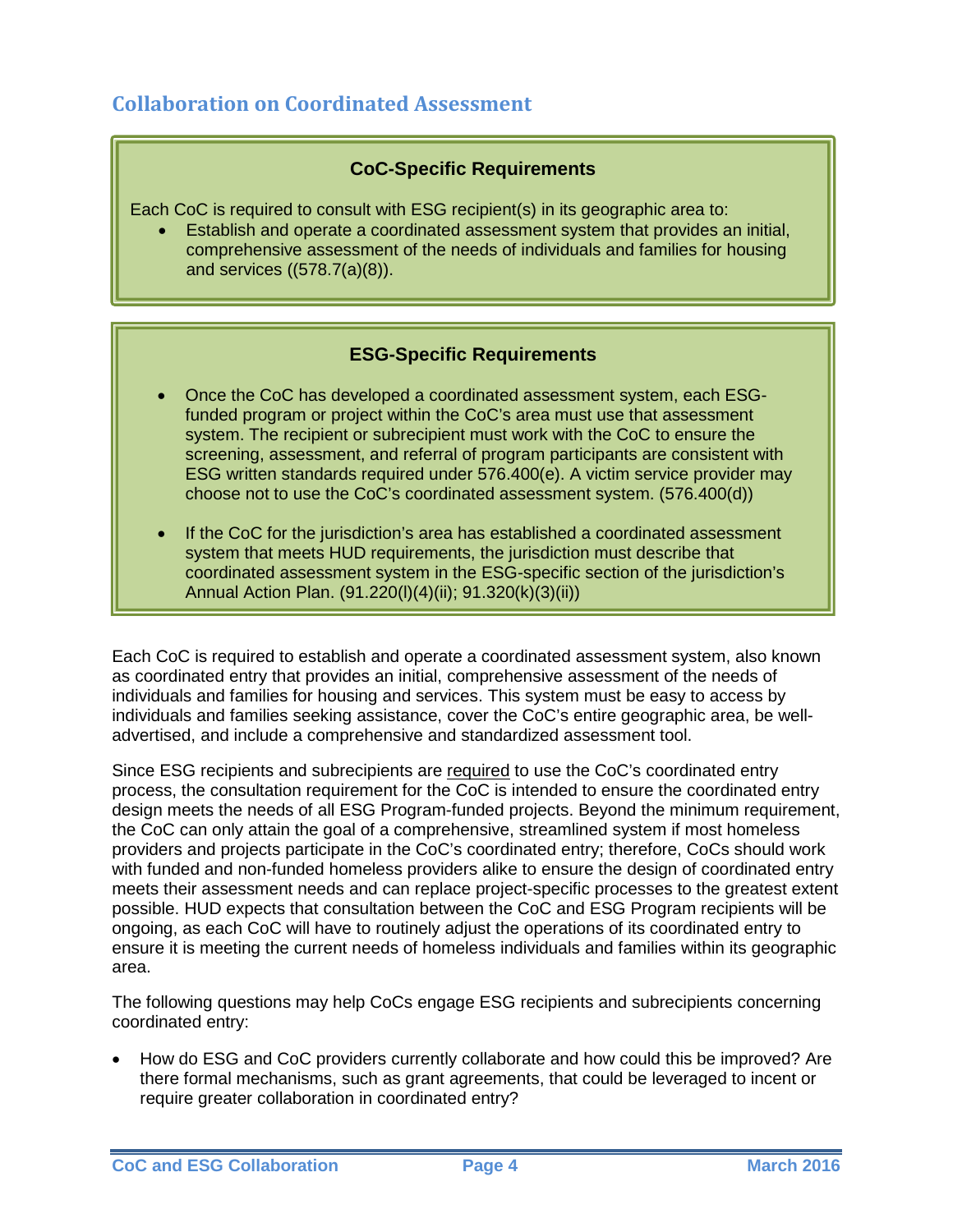## Collaboration on Coordinated Assessment

**CoC-Specific Requirements**

Each CoC is required to consult with ESG recipient(s) in its geographic area to:

- Establish and operate a coordinated assessment system that provides an initial, comprehensive assessment of the needs of individuals and families for housing and services ((578.7(a)(8)).

**ESG-Specific Requirements**

- Once the CoC has developed a coordinated assessment system, each ESG-funded program or project within the CoC's area must use that assessment system. The recipient or subrecipient must work with the CoC to ensure the screening, assessment, and referral of program participants are consistent with ESG written standards required under 576.400(e). A victim service provider may choose not to use the CoC's coordinated assessment system. (576.400(d))
- If the CoC for the jurisdiction's area has established a coordinated assessment system that meets HUD requirements, the jurisdiction must describe that coordinated assessment system in the ESG-specific section of the jurisdiction's Annual Action Plan. (91.220(l)(4)(ii); 91.320(k)(3)(ii))

Each CoC is required to establish and operate a coordinated assessment system, also known as coordinated entry that provides an initial, comprehensive assessment of the needs of individuals and families for housing and services. This system must be easy to access by individuals and families seeking assistance, cover the CoC's entire geographic area, be well-advertised, and include a comprehensive and standardized assessment tool.

Since ESG recipients and subrecipients are required to use the CoC's coordinated entry process, the consultation requirement for the CoC is intended to ensure the coordinated entry design meets the needs of all ESG Program-funded projects. Beyond the minimum requirement, the CoC can only attain the goal of a comprehensive, streamlined system if most homeless providers and projects participate in the CoC's coordinated entry; therefore, CoCs should work with funded and non-funded homeless providers alike to ensure the design of coordinated entry meets their assessment needs and can replace project-specific processes to the greatest extent possible. HUD expects that consultation between the CoC and ESG Program recipients will be ongoing, as each CoC will have to routinely adjust the operations of its coordinated entry to ensure it is meeting the current needs of homeless individuals and families within its geographic area.

The following questions may help CoCs engage ESG recipients and subrecipients concerning coordinated entry:

- How do ESG and CoC providers currently collaborate and how could this be improved? Are there formal mechanisms, such as grant agreements, that could be leveraged to incent or require greater collaboration in coordinated entry?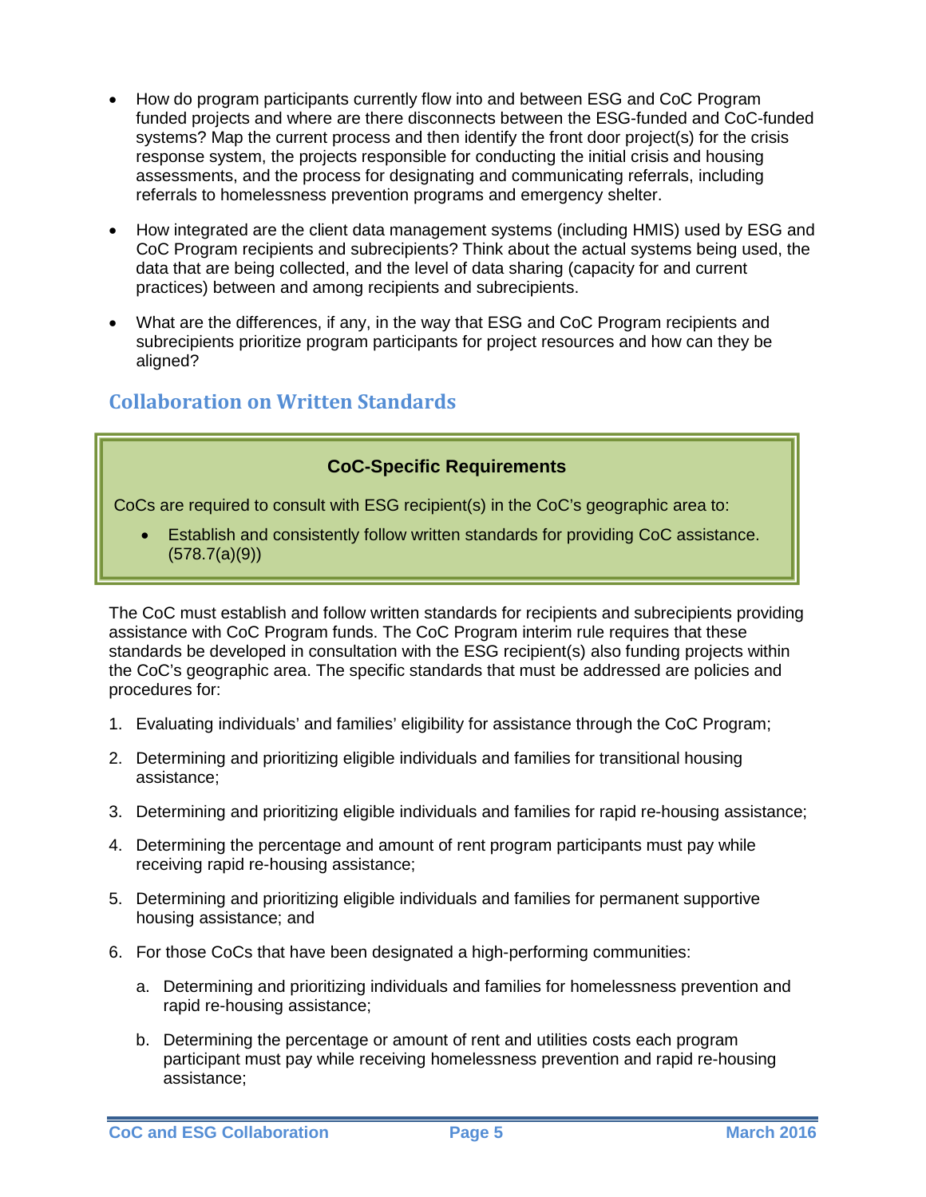- How do program participants currently flow into and between ESG and CoC Program funded projects and where are there disconnects between the ESG-funded and CoC-funded systems? Map the current process and then identify the front door project(s) for the crisis response system, the projects responsible for conducting the initial crisis and housing assessments, and the process for designating and communicating referrals, including referrals to homelessness prevention programs and emergency shelter.

- How integrated are the client data management systems (including HMIS) used by ESG and CoC Program recipients and subrecipients? Think about the actual systems being used, the data that are being collected, and the level of data sharing (capacity for and current practices) between and among recipients and subrecipients.

- What are the differences, if any, in the way that ESG and CoC Program recipients and subrecipients prioritize program participants for project resources and how can they be aligned?

## Collaboration on Written Standards

> **CoC-Specific Requirements**
>
> CoCs are required to consult with ESG recipient(s) in the CoC's geographic area to:
>
> - Establish and consistently follow written standards for providing CoC assistance. (578.7(a)(9))

The CoC must establish and follow written standards for recipients and subrecipients providing assistance with CoC Program funds. The CoC Program interim rule requires that these standards be developed in consultation with the ESG recipient(s) also funding projects within the CoC's geographic area. The specific standards that must be addressed are policies and procedures for:

1. Evaluating individuals' and families' eligibility for assistance through the CoC Program;
2. Determining and prioritizing eligible individuals and families for transitional housing assistance;
3. Determining and prioritizing eligible individuals and families for rapid re-housing assistance;
4. Determining the percentage and amount of rent program participants must pay while receiving rapid re-housing assistance;
5. Determining and prioritizing eligible individuals and families for permanent supportive housing assistance; and
6. For those CoCs that have been designated a high-performing communities:
   a. Determining and prioritizing individuals and families for homelessness prevention and rapid re-housing assistance;
   b. Determining the percentage or amount of rent and utilities costs each program participant must pay while receiving homelessness prevention and rapid re-housing assistance;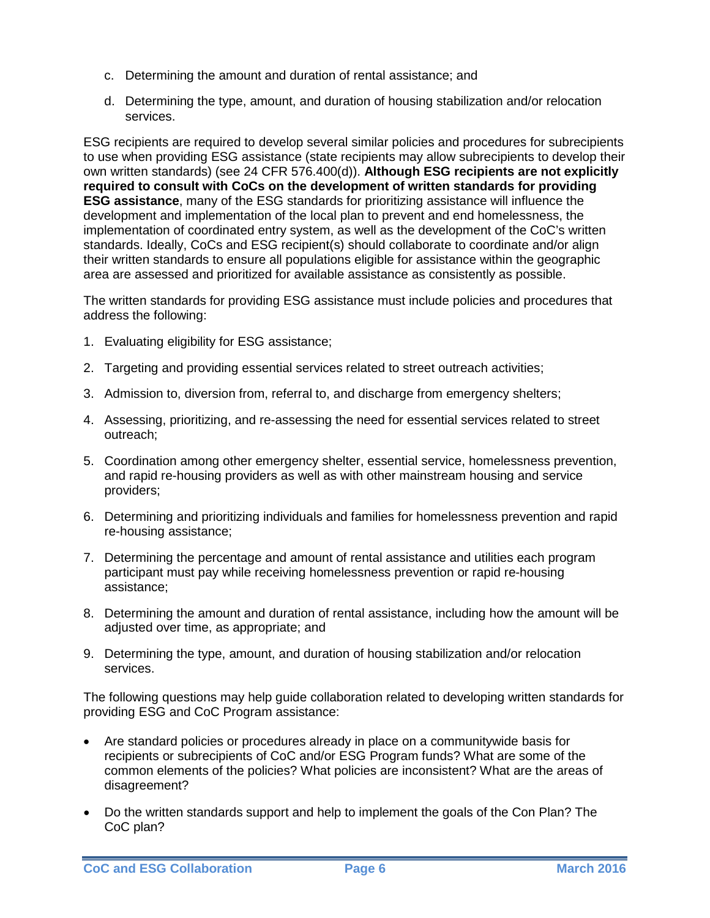c. Determining the amount and duration of rental assistance; and

d. Determining the type, amount, and duration of housing stabilization and/or relocation services.

ESG recipients are required to develop several similar policies and procedures for subrecipients to use when providing ESG assistance (state recipients may allow subrecipients to develop their own written standards) (see 24 CFR 576.400(d)). **Although ESG recipients are not explicitly required to consult with CoCs on the development of written standards for providing ESG assistance**, many of the ESG standards for prioritizing assistance will influence the development and implementation of the local plan to prevent and end homelessness, the implementation of coordinated entry system, as well as the development of the CoC's written standards. Ideally, CoCs and ESG recipient(s) should collaborate to coordinate and/or align their written standards to ensure all populations eligible for assistance within the geographic area are assessed and prioritized for available assistance as consistently as possible.

The written standards for providing ESG assistance must include policies and procedures that address the following:

1. Evaluating eligibility for ESG assistance;
2. Targeting and providing essential services related to street outreach activities;
3. Admission to, diversion from, referral to, and discharge from emergency shelters;
4. Assessing, prioritizing, and re-assessing the need for essential services related to street outreach;
5. Coordination among other emergency shelter, essential service, homelessness prevention, and rapid re-housing providers as well as with other mainstream housing and service providers;
6. Determining and prioritizing individuals and families for homelessness prevention and rapid re-housing assistance;
7. Determining the percentage and amount of rental assistance and utilities each program participant must pay while receiving homelessness prevention or rapid re-housing assistance;
8. Determining the amount and duration of rental assistance, including how the amount will be adjusted over time, as appropriate; and
9. Determining the type, amount, and duration of housing stabilization and/or relocation services.

The following questions may help guide collaboration related to developing written standards for providing ESG and CoC Program assistance:

- Are standard policies or procedures already in place on a communitywide basis for recipients or subrecipients of CoC and/or ESG Program funds? What are some of the common elements of the policies? What policies are inconsistent? What are the areas of disagreement?
- Do the written standards support and help to implement the goals of the Con Plan? The CoC plan?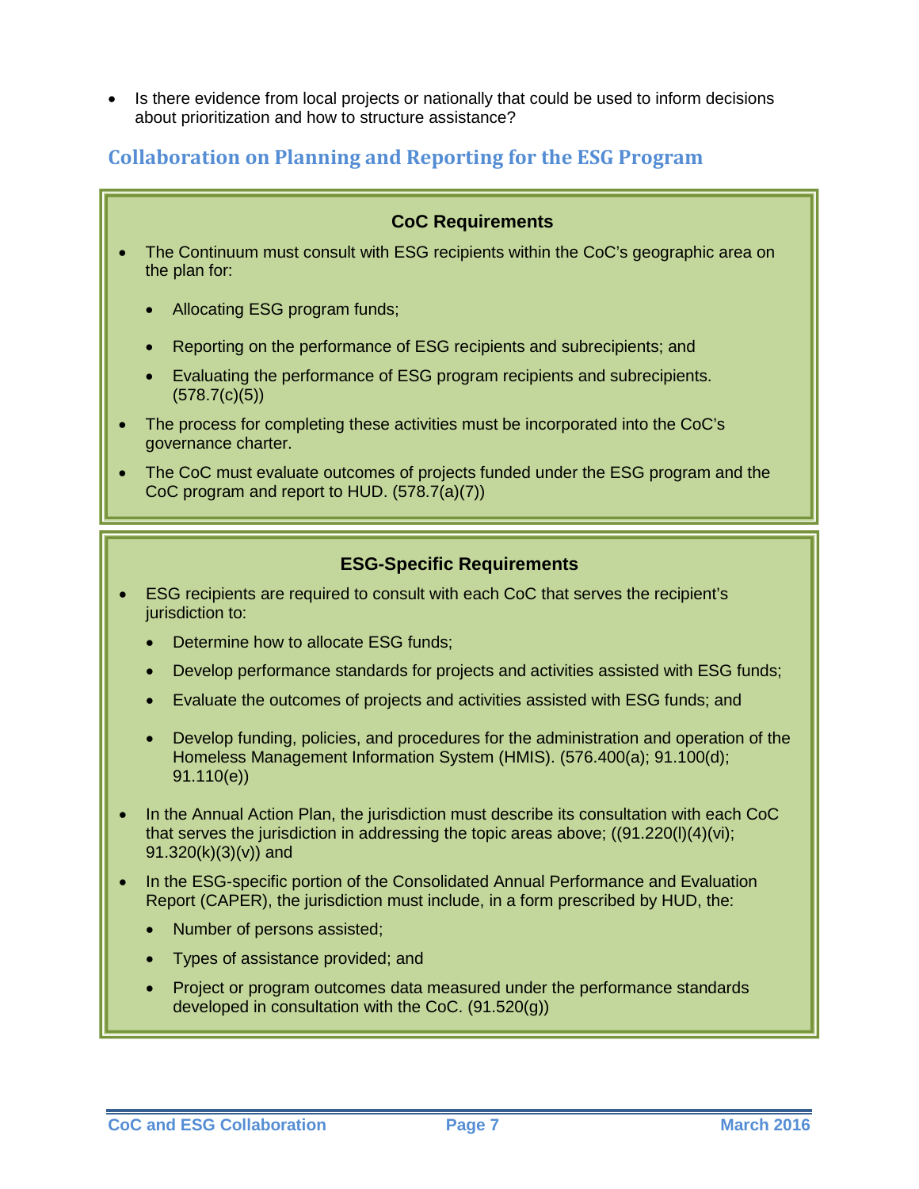- Is there evidence from local projects or nationally that could be used to inform decisions about prioritization and how to structure assistance?

## Collaboration on Planning and Reporting for the ESG Program

### CoC Requirements

- The Continuum must consult with ESG recipients within the CoC's geographic area on the plan for:
  - Allocating ESG program funds;
  - Reporting on the performance of ESG recipients and subrecipients; and
  - Evaluating the performance of ESG program recipients and subrecipients. (578.7(c)(5))
- The process for completing these activities must be incorporated into the CoC's governance charter.
- The CoC must evaluate outcomes of projects funded under the ESG program and the CoC program and report to HUD. (578.7(a)(7))

### ESG-Specific Requirements

- ESG recipients are required to consult with each CoC that serves the recipient's jurisdiction to:
  - Determine how to allocate ESG funds;
  - Develop performance standards for projects and activities assisted with ESG funds;
  - Evaluate the outcomes of projects and activities assisted with ESG funds; and
  - Develop funding, policies, and procedures for the administration and operation of the Homeless Management Information System (HMIS). (576.400(a); 91.100(d); 91.110(e))
- In the Annual Action Plan, the jurisdiction must describe its consultation with each CoC that serves the jurisdiction in addressing the topic areas above; ((91.220(l)(4)(vi); 91.320(k)(3)(v)) and
- In the ESG-specific portion of the Consolidated Annual Performance and Evaluation Report (CAPER), the jurisdiction must include, in a form prescribed by HUD, the:
  - Number of persons assisted;
  - Types of assistance provided; and
  - Project or program outcomes data measured under the performance standards developed in consultation with the CoC. (91.520(g))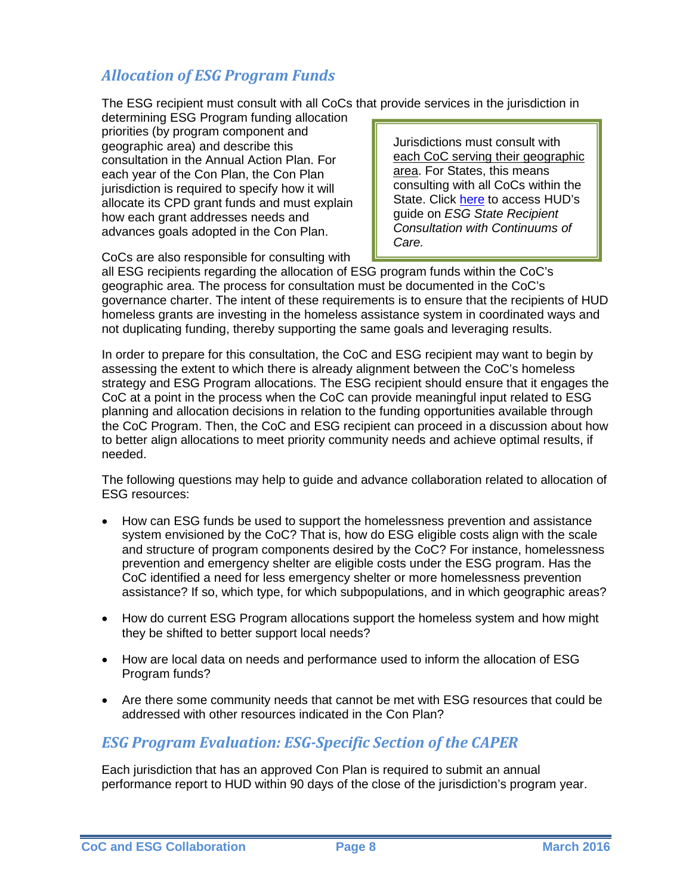## *Allocation of ESG Program Funds*

The ESG recipient must consult with all CoCs that provide services in the jurisdiction in determining ESG Program funding allocation priorities (by program component and geographic area) and describe this consultation in the Annual Action Plan. For each year of the Con Plan, the Con Plan jurisdiction is required to specify how it will allocate its CPD grant funds and must explain how each grant addresses needs and advances goals adopted in the Con Plan.

> Jurisdictions must consult with each CoC serving their geographic area. For States, this means consulting with all CoCs within the State. Click here to access HUD's guide on *ESG State Recipient Consultation with Continuums of Care.*

CoCs are also responsible for consulting with all ESG recipients regarding the allocation of ESG program funds within the CoC's geographic area. The process for consultation must be documented in the CoC's governance charter. The intent of these requirements is to ensure that the recipients of HUD homeless grants are investing in the homeless assistance system in coordinated ways and not duplicating funding, thereby supporting the same goals and leveraging results.

In order to prepare for this consultation, the CoC and ESG recipient may want to begin by assessing the extent to which there is already alignment between the CoC's homeless strategy and ESG Program allocations. The ESG recipient should ensure that it engages the CoC at a point in the process when the CoC can provide meaningful input related to ESG planning and allocation decisions in relation to the funding opportunities available through the CoC Program. Then, the CoC and ESG recipient can proceed in a discussion about how to better align allocations to meet priority community needs and achieve optimal results, if needed.

The following questions may help to guide and advance collaboration related to allocation of ESG resources:

- How can ESG funds be used to support the homelessness prevention and assistance system envisioned by the CoC? That is, how do ESG eligible costs align with the scale and structure of program components desired by the CoC? For instance, homelessness prevention and emergency shelter are eligible costs under the ESG program. Has the CoC identified a need for less emergency shelter or more homelessness prevention assistance? If so, which type, for which subpopulations, and in which geographic areas?
- How do current ESG Program allocations support the homeless system and how might they be shifted to better support local needs?
- How are local data on needs and performance used to inform the allocation of ESG Program funds?
- Are there some community needs that cannot be met with ESG resources that could be addressed with other resources indicated in the Con Plan?

## *ESG Program Evaluation: ESG-Specific Section of the CAPER*

Each jurisdiction that has an approved Con Plan is required to submit an annual performance report to HUD within 90 days of the close of the jurisdiction's program year.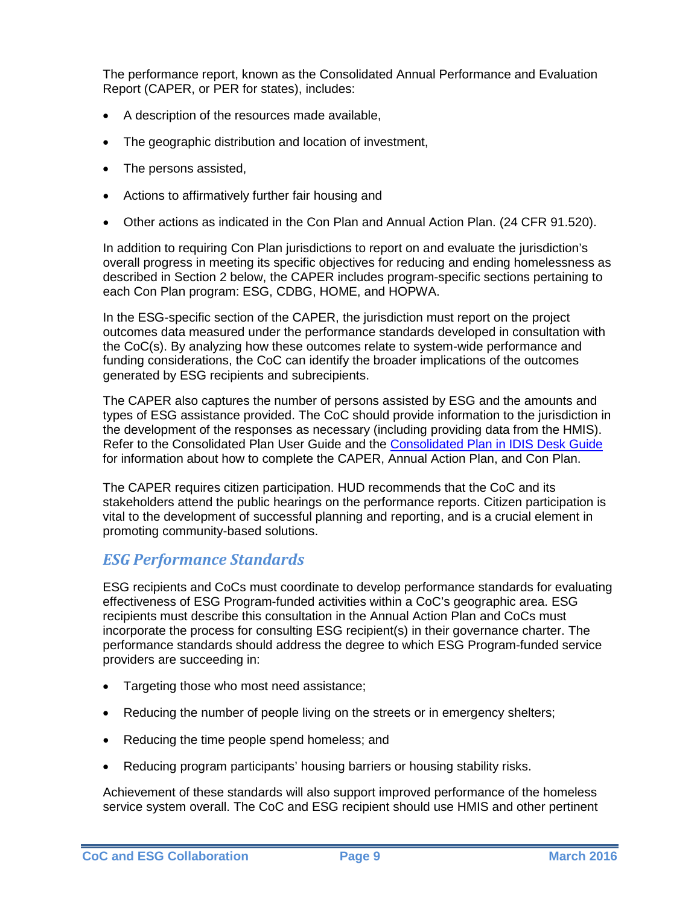The performance report, known as the Consolidated Annual Performance and Evaluation Report (CAPER, or PER for states), includes:

- A description of the resources made available,
- The geographic distribution and location of investment,
- The persons assisted,
- Actions to affirmatively further fair housing and
- Other actions as indicated in the Con Plan and Annual Action Plan. (24 CFR 91.520).

In addition to requiring Con Plan jurisdictions to report on and evaluate the jurisdiction's overall progress in meeting its specific objectives for reducing and ending homelessness as described in Section 2 below, the CAPER includes program-specific sections pertaining to each Con Plan program: ESG, CDBG, HOME, and HOPWA.

In the ESG-specific section of the CAPER, the jurisdiction must report on the project outcomes data measured under the performance standards developed in consultation with the CoC(s). By analyzing how these outcomes relate to system-wide performance and funding considerations, the CoC can identify the broader implications of the outcomes generated by ESG recipients and subrecipients.

The CAPER also captures the number of persons assisted by ESG and the amounts and types of ESG assistance provided. The CoC should provide information to the jurisdiction in the development of the responses as necessary (including providing data from the HMIS). Refer to the Consolidated Plan User Guide and the [Consolidated Plan in IDIS Desk Guide] for information about how to complete the CAPER, Annual Action Plan, and Con Plan.

The CAPER requires citizen participation. HUD recommends that the CoC and its stakeholders attend the public hearings on the performance reports. Citizen participation is vital to the development of successful planning and reporting, and is a crucial element in promoting community-based solutions.

## *ESG Performance Standards*

ESG recipients and CoCs must coordinate to develop performance standards for evaluating effectiveness of ESG Program-funded activities within a CoC's geographic area. ESG recipients must describe this consultation in the Annual Action Plan and CoCs must incorporate the process for consulting ESG recipient(s) in their governance charter. The performance standards should address the degree to which ESG Program-funded service providers are succeeding in:

- Targeting those who most need assistance;
- Reducing the number of people living on the streets or in emergency shelters;
- Reducing the time people spend homeless; and
- Reducing program participants' housing barriers or housing stability risks.

Achievement of these standards will also support improved performance of the homeless service system overall. The CoC and ESG recipient should use HMIS and other pertinent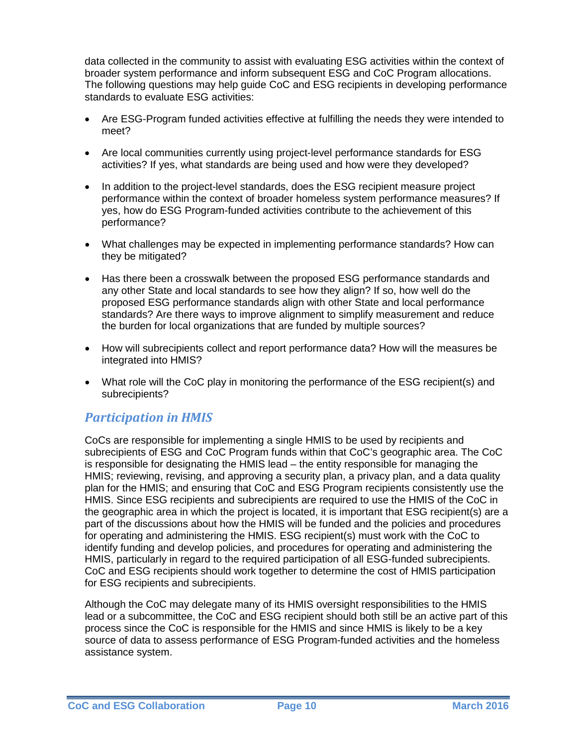data collected in the community to assist with evaluating ESG activities within the context of broader system performance and inform subsequent ESG and CoC Program allocations. The following questions may help guide CoC and ESG recipients in developing performance standards to evaluate ESG activities:

- Are ESG-Program funded activities effective at fulfilling the needs they were intended to meet?
- Are local communities currently using project-level performance standards for ESG activities? If yes, what standards are being used and how were they developed?
- In addition to the project-level standards, does the ESG recipient measure project performance within the context of broader homeless system performance measures? If yes, how do ESG Program-funded activities contribute to the achievement of this performance?
- What challenges may be expected in implementing performance standards? How can they be mitigated?
- Has there been a crosswalk between the proposed ESG performance standards and any other State and local standards to see how they align? If so, how well do the proposed ESG performance standards align with other State and local performance standards? Are there ways to improve alignment to simplify measurement and reduce the burden for local organizations that are funded by multiple sources?
- How will subrecipients collect and report performance data? How will the measures be integrated into HMIS?
- What role will the CoC play in monitoring the performance of the ESG recipient(s) and subrecipients?

## *Participation in HMIS*

CoCs are responsible for implementing a single HMIS to be used by recipients and subrecipients of ESG and CoC Program funds within that CoC's geographic area. The CoC is responsible for designating the HMIS lead – the entity responsible for managing the HMIS; reviewing, revising, and approving a security plan, a privacy plan, and a data quality plan for the HMIS; and ensuring that CoC and ESG Program recipients consistently use the HMIS. Since ESG recipients and subrecipients are required to use the HMIS of the CoC in the geographic area in which the project is located, it is important that ESG recipient(s) are a part of the discussions about how the HMIS will be funded and the policies and procedures for operating and administering the HMIS. ESG recipient(s) must work with the CoC to identify funding and develop policies, and procedures for operating and administering the HMIS, particularly in regard to the required participation of all ESG-funded subrecipients. CoC and ESG recipients should work together to determine the cost of HMIS participation for ESG recipients and subrecipients.

Although the CoC may delegate many of its HMIS oversight responsibilities to the HMIS lead or a subcommittee, the CoC and ESG recipient should both still be an active part of this process since the CoC is responsible for the HMIS and since HMIS is likely to be a key source of data to assess performance of ESG Program-funded activities and the homeless assistance system.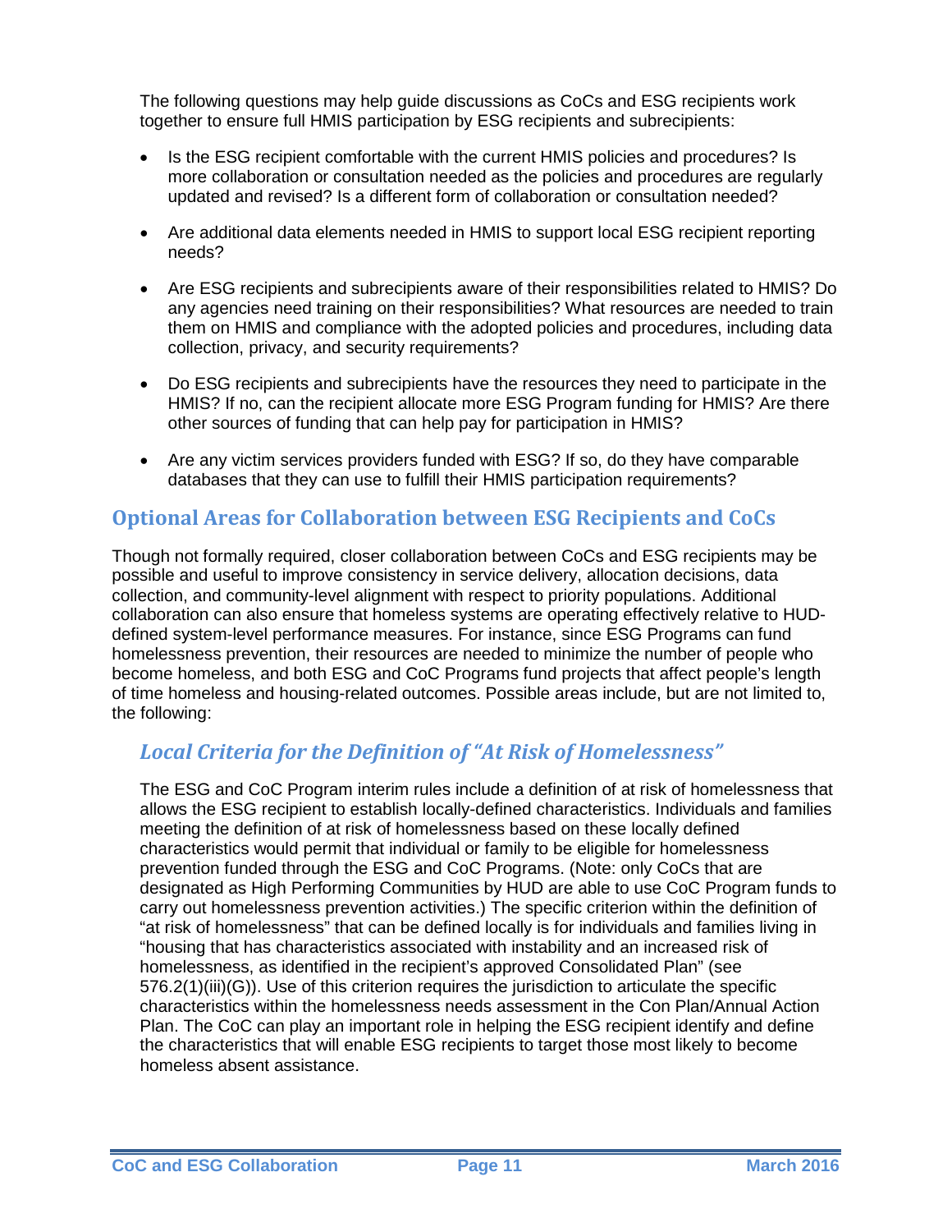The following questions may help guide discussions as CoCs and ESG recipients work together to ensure full HMIS participation by ESG recipients and subrecipients:

- Is the ESG recipient comfortable with the current HMIS policies and procedures? Is more collaboration or consultation needed as the policies and procedures are regularly updated and revised? Is a different form of collaboration or consultation needed?
- Are additional data elements needed in HMIS to support local ESG recipient reporting needs?
- Are ESG recipients and subrecipients aware of their responsibilities related to HMIS? Do any agencies need training on their responsibilities? What resources are needed to train them on HMIS and compliance with the adopted policies and procedures, including data collection, privacy, and security requirements?
- Do ESG recipients and subrecipients have the resources they need to participate in the HMIS? If no, can the recipient allocate more ESG Program funding for HMIS? Are there other sources of funding that can help pay for participation in HMIS?
- Are any victim services providers funded with ESG? If so, do they have comparable databases that they can use to fulfill their HMIS participation requirements?

## Optional Areas for Collaboration between ESG Recipients and CoCs

Though not formally required, closer collaboration between CoCs and ESG recipients may be possible and useful to improve consistency in service delivery, allocation decisions, data collection, and community-level alignment with respect to priority populations. Additional collaboration can also ensure that homeless systems are operating effectively relative to HUD-defined system-level performance measures. For instance, since ESG Programs can fund homelessness prevention, their resources are needed to minimize the number of people who become homeless, and both ESG and CoC Programs fund projects that affect people's length of time homeless and housing-related outcomes. Possible areas include, but are not limited to, the following:

### *Local Criteria for the Definition of "At Risk of Homelessness"*

The ESG and CoC Program interim rules include a definition of at risk of homelessness that allows the ESG recipient to establish locally-defined characteristics. Individuals and families meeting the definition of at risk of homelessness based on these locally defined characteristics would permit that individual or family to be eligible for homelessness prevention funded through the ESG and CoC Programs. (Note: only CoCs that are designated as High Performing Communities by HUD are able to use CoC Program funds to carry out homelessness prevention activities.) The specific criterion within the definition of "at risk of homelessness" that can be defined locally is for individuals and families living in "housing that has characteristics associated with instability and an increased risk of homelessness, as identified in the recipient's approved Consolidated Plan" (see 576.2(1)(iii)(G)). Use of this criterion requires the jurisdiction to articulate the specific characteristics within the homelessness needs assessment in the Con Plan/Annual Action Plan. The CoC can play an important role in helping the ESG recipient identify and define the characteristics that will enable ESG recipients to target those most likely to become homeless absent assistance.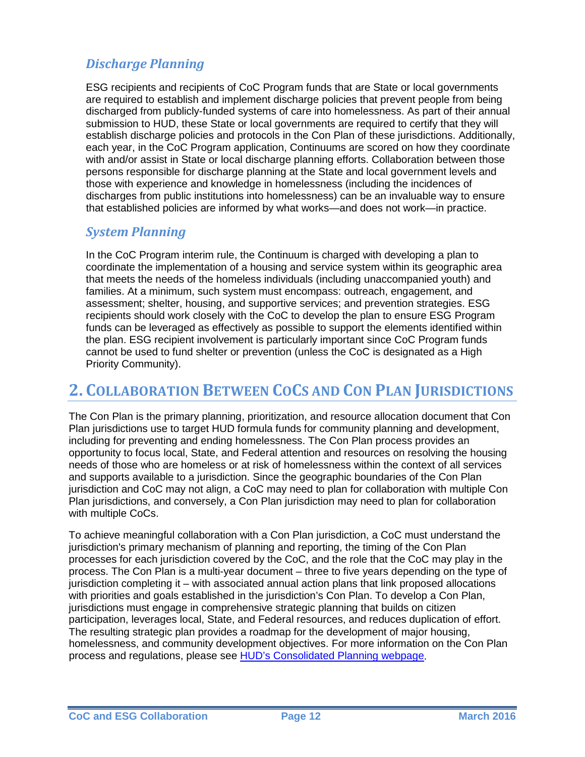### *Discharge Planning*

ESG recipients and recipients of CoC Program funds that are State or local governments are required to establish and implement discharge policies that prevent people from being discharged from publicly-funded systems of care into homelessness. As part of their annual submission to HUD, these State or local governments are required to certify that they will establish discharge policies and protocols in the Con Plan of these jurisdictions. Additionally, each year, in the CoC Program application, Continuums are scored on how they coordinate with and/or assist in State or local discharge planning efforts. Collaboration between those persons responsible for discharge planning at the State and local government levels and those with experience and knowledge in homelessness (including the incidences of discharges from public institutions into homelessness) can be an invaluable way to ensure that established policies are informed by what works—and does not work—in practice.

### *System Planning*

In the CoC Program interim rule, the Continuum is charged with developing a plan to coordinate the implementation of a housing and service system within its geographic area that meets the needs of the homeless individuals (including unaccompanied youth) and families. At a minimum, such system must encompass: outreach, engagement, and assessment; shelter, housing, and supportive services; and prevention strategies. ESG recipients should work closely with the CoC to develop the plan to ensure ESG Program funds can be leveraged as effectively as possible to support the elements identified within the plan. ESG recipient involvement is particularly important since CoC Program funds cannot be used to fund shelter or prevention (unless the CoC is designated as a High Priority Community).

## 2. Collaboration Between CoCs and Con Plan Jurisdictions

The Con Plan is the primary planning, prioritization, and resource allocation document that Con Plan jurisdictions use to target HUD formula funds for community planning and development, including for preventing and ending homelessness. The Con Plan process provides an opportunity to focus local, State, and Federal attention and resources on resolving the housing needs of those who are homeless or at risk of homelessness within the context of all services and supports available to a jurisdiction. Since the geographic boundaries of the Con Plan jurisdiction and CoC may not align, a CoC may need to plan for collaboration with multiple Con Plan jurisdictions, and conversely, a Con Plan jurisdiction may need to plan for collaboration with multiple CoCs.

To achieve meaningful collaboration with a Con Plan jurisdiction, a CoC must understand the jurisdiction's primary mechanism of planning and reporting, the timing of the Con Plan processes for each jurisdiction covered by the CoC, and the role that the CoC may play in the process. The Con Plan is a multi-year document – three to five years depending on the type of jurisdiction completing it – with associated annual action plans that link proposed allocations with priorities and goals established in the jurisdiction's Con Plan. To develop a Con Plan, jurisdictions must engage in comprehensive strategic planning that builds on citizen participation, leverages local, State, and Federal resources, and reduces duplication of effort. The resulting strategic plan provides a roadmap for the development of major housing, homelessness, and community development objectives. For more information on the Con Plan process and regulations, please see [HUD's Consolidated Planning webpage](#).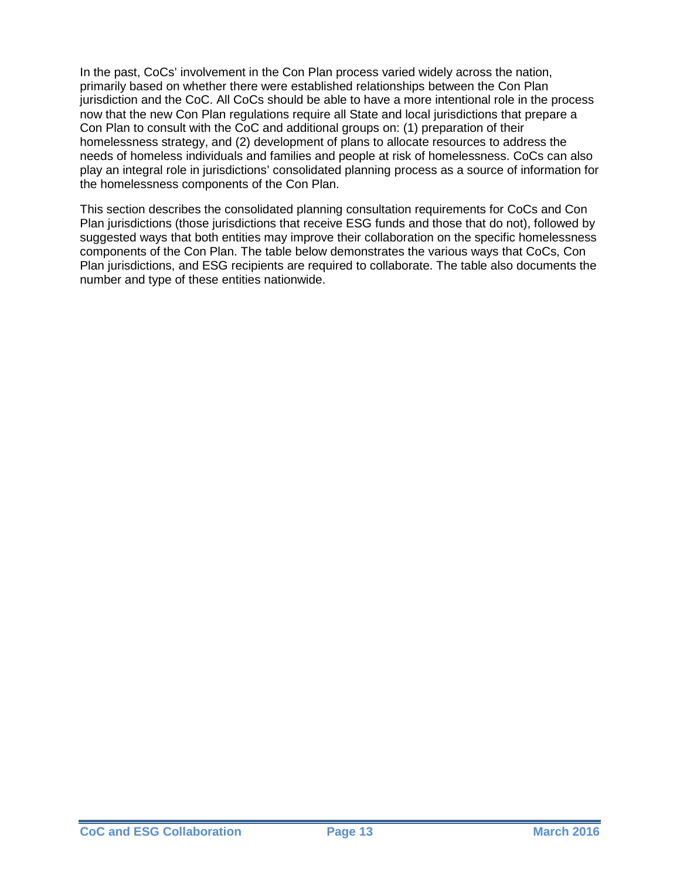In the past, CoCs' involvement in the Con Plan process varied widely across the nation, primarily based on whether there were established relationships between the Con Plan jurisdiction and the CoC. All CoCs should be able to have a more intentional role in the process now that the new Con Plan regulations require all State and local jurisdictions that prepare a Con Plan to consult with the CoC and additional groups on: (1) preparation of their homelessness strategy, and (2) development of plans to allocate resources to address the needs of homeless individuals and families and people at risk of homelessness. CoCs can also play an integral role in jurisdictions' consolidated planning process as a source of information for the homelessness components of the Con Plan.

This section describes the consolidated planning consultation requirements for CoCs and Con Plan jurisdictions (those jurisdictions that receive ESG funds and those that do not), followed by suggested ways that both entities may improve their collaboration on the specific homelessness components of the Con Plan. The table below demonstrates the various ways that CoCs, Con Plan jurisdictions, and ESG recipients are required to collaborate. The table also documents the number and type of these entities nationwide.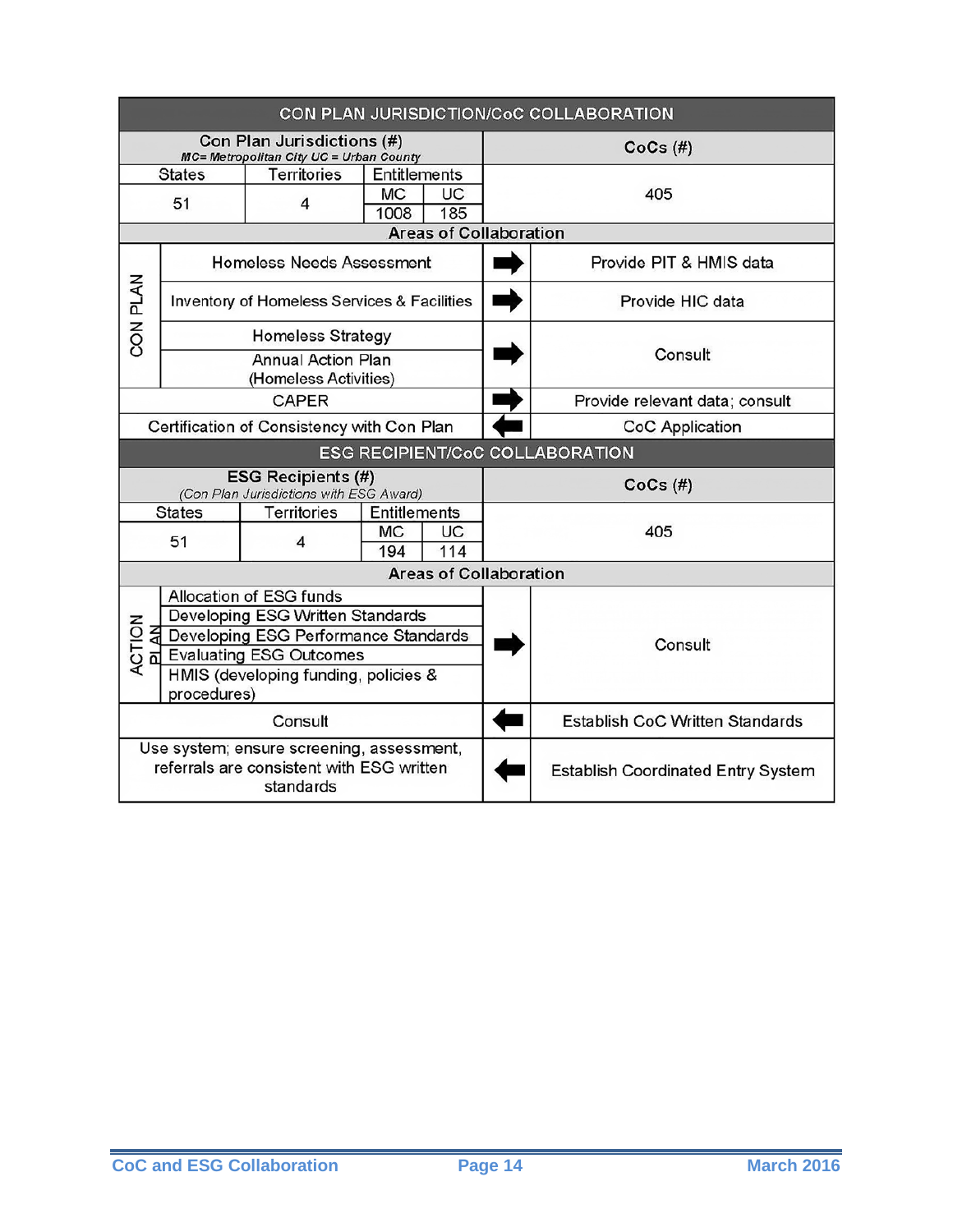| CON PLAN JURISDICTION/CoC COLLABORATION | | | | | | |
|---|---|---|---|---|---|---|
| Con Plan Jurisdictions (#) *MC= Metropolitan City UC = Urban County* | | | | | | CoCs (#) |
| States | Territories | Entitlements | | | | |
| | | MC | UC | | | |
| 51 | 4 | 1008 | 185 | | | 405 |
| **Areas of Collaboration** | | | | | | |
| CON PLAN | Homeless Needs Assessment | | | | ➡ | Provide PIT & HMIS data |
| CON PLAN | Inventory of Homeless Services & Facilities | | | | ➡ | Provide HIC data |
| CON PLAN | Homeless Strategy; Annual Action Plan (Homeless Activities) | | | | ➡ | Consult |
| CAPER | | | | | ➡ | Provide relevant data; consult |
| Certification of Consistency with Con Plan | | | | | ⬅ | CoC Application |

| ESG RECIPIENT/CoC COLLABORATION | | | | | | |
|---|---|---|---|---|---|---|
| ESG Recipients (#) *(Con Plan Jurisdictions with ESG Award)* | | | | | | CoCs (#) |
| States | Territories | Entitlements | | | | |
| | | MC | UC | | | |
| 51 | 4 | 194 | 114 | | | 405 |
| **Areas of Collaboration** | | | | | | |
| ACTION PLAN | Allocation of ESG funds; Developing ESG Written Standards; Developing ESG Performance Standards; Evaluating ESG Outcomes; HMIS (developing funding, policies & procedures) | | | | ➡ | Consult |
| Consult | | | | | ⬅ | Establish CoC Written Standards |
| Use system; ensure screening, assessment, referrals are consistent with ESG written standards | | | | | ⬅ | Establish Coordinated Entry System |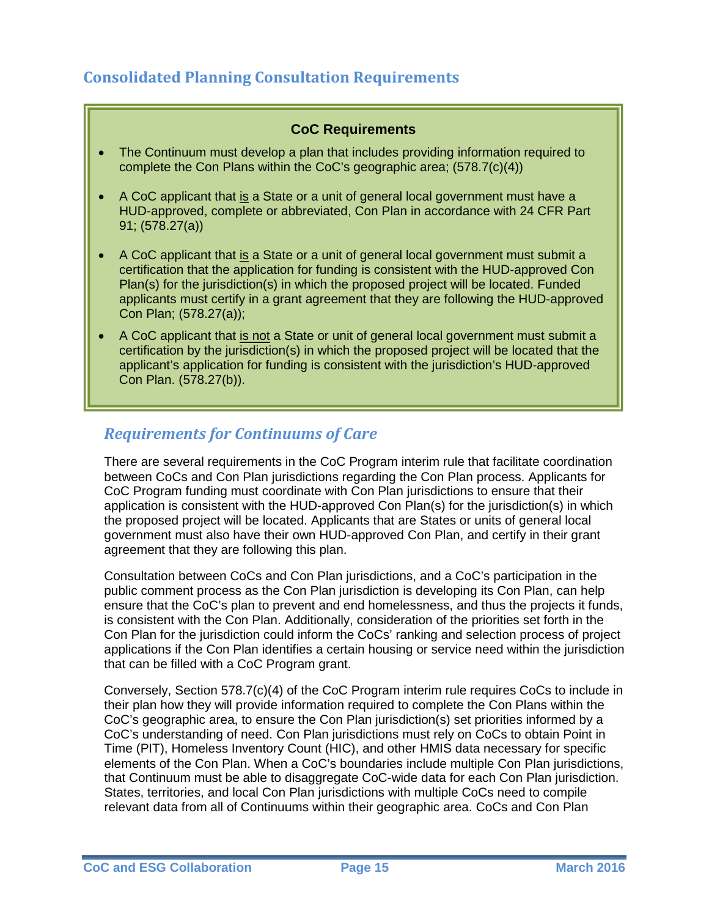## Consolidated Planning Consultation Requirements

**CoC Requirements**

- The Continuum must develop a plan that includes providing information required to complete the Con Plans within the CoC's geographic area; (578.7(c)(4))
- A CoC applicant that <u>is</u> a State or a unit of general local government must have a HUD-approved, complete or abbreviated, Con Plan in accordance with 24 CFR Part 91; (578.27(a))
- A CoC applicant that <u>is</u> a State or a unit of general local government must submit a certification that the application for funding is consistent with the HUD-approved Con Plan(s) for the jurisdiction(s) in which the proposed project will be located. Funded applicants must certify in a grant agreement that they are following the HUD-approved Con Plan; (578.27(a));
- A CoC applicant that <u>is not</u> a State or unit of general local government must submit a certification by the jurisdiction(s) in which the proposed project will be located that the applicant's application for funding is consistent with the jurisdiction's HUD-approved Con Plan. (578.27(b)).

### *Requirements for Continuums of Care*

There are several requirements in the CoC Program interim rule that facilitate coordination between CoCs and Con Plan jurisdictions regarding the Con Plan process. Applicants for CoC Program funding must coordinate with Con Plan jurisdictions to ensure that their application is consistent with the HUD-approved Con Plan(s) for the jurisdiction(s) in which the proposed project will be located. Applicants that are States or units of general local government must also have their own HUD-approved Con Plan, and certify in their grant agreement that they are following this plan.

Consultation between CoCs and Con Plan jurisdictions, and a CoC's participation in the public comment process as the Con Plan jurisdiction is developing its Con Plan, can help ensure that the CoC's plan to prevent and end homelessness, and thus the projects it funds, is consistent with the Con Plan. Additionally, consideration of the priorities set forth in the Con Plan for the jurisdiction could inform the CoCs' ranking and selection process of project applications if the Con Plan identifies a certain housing or service need within the jurisdiction that can be filled with a CoC Program grant.

Conversely, Section 578.7(c)(4) of the CoC Program interim rule requires CoCs to include in their plan how they will provide information required to complete the Con Plans within the CoC's geographic area, to ensure the Con Plan jurisdiction(s) set priorities informed by a CoC's understanding of need. Con Plan jurisdictions must rely on CoCs to obtain Point in Time (PIT), Homeless Inventory Count (HIC), and other HMIS data necessary for specific elements of the Con Plan. When a CoC's boundaries include multiple Con Plan jurisdictions, that Continuum must be able to disaggregate CoC-wide data for each Con Plan jurisdiction. States, territories, and local Con Plan jurisdictions with multiple CoCs need to compile relevant data from all of Continuums within their geographic area. CoCs and Con Plan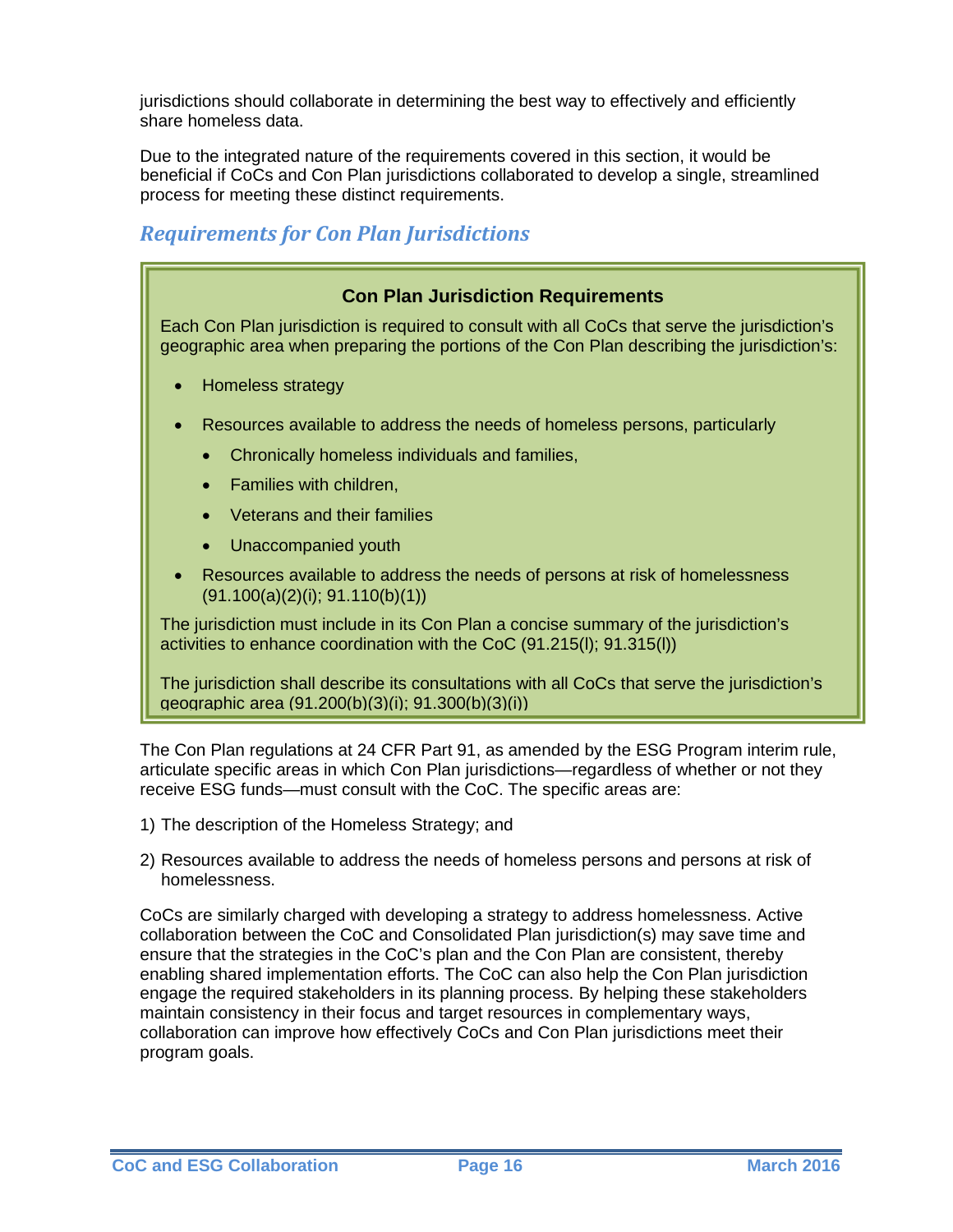jurisdictions should collaborate in determining the best way to effectively and efficiently share homeless data.

Due to the integrated nature of the requirements covered in this section, it would be beneficial if CoCs and Con Plan jurisdictions collaborated to develop a single, streamlined process for meeting these distinct requirements.

## *Requirements for Con Plan Jurisdictions*

> **Con Plan Jurisdiction Requirements**
>
> Each Con Plan jurisdiction is required to consult with all CoCs that serve the jurisdiction's geographic area when preparing the portions of the Con Plan describing the jurisdiction's:
>
> - Homeless strategy
> - Resources available to address the needs of homeless persons, particularly
>   - Chronically homeless individuals and families,
>   - Families with children,
>   - Veterans and their families
>   - Unaccompanied youth
> - Resources available to address the needs of persons at risk of homelessness (91.100(a)(2)(i); 91.110(b)(1))
>
> The jurisdiction must include in its Con Plan a concise summary of the jurisdiction's activities to enhance coordination with the CoC (91.215(l); 91.315(l))
>
> The jurisdiction shall describe its consultations with all CoCs that serve the jurisdiction's geographic area (91.200(b)(3)(i); 91.300(b)(3)(i))

The Con Plan regulations at 24 CFR Part 91, as amended by the ESG Program interim rule, articulate specific areas in which Con Plan jurisdictions—regardless of whether or not they receive ESG funds—must consult with the CoC. The specific areas are:

1) The description of the Homeless Strategy; and
2) Resources available to address the needs of homeless persons and persons at risk of homelessness.

CoCs are similarly charged with developing a strategy to address homelessness. Active collaboration between the CoC and Consolidated Plan jurisdiction(s) may save time and ensure that the strategies in the CoC's plan and the Con Plan are consistent, thereby enabling shared implementation efforts. The CoC can also help the Con Plan jurisdiction engage the required stakeholders in its planning process. By helping these stakeholders maintain consistency in their focus and target resources in complementary ways, collaboration can improve how effectively CoCs and Con Plan jurisdictions meet their program goals.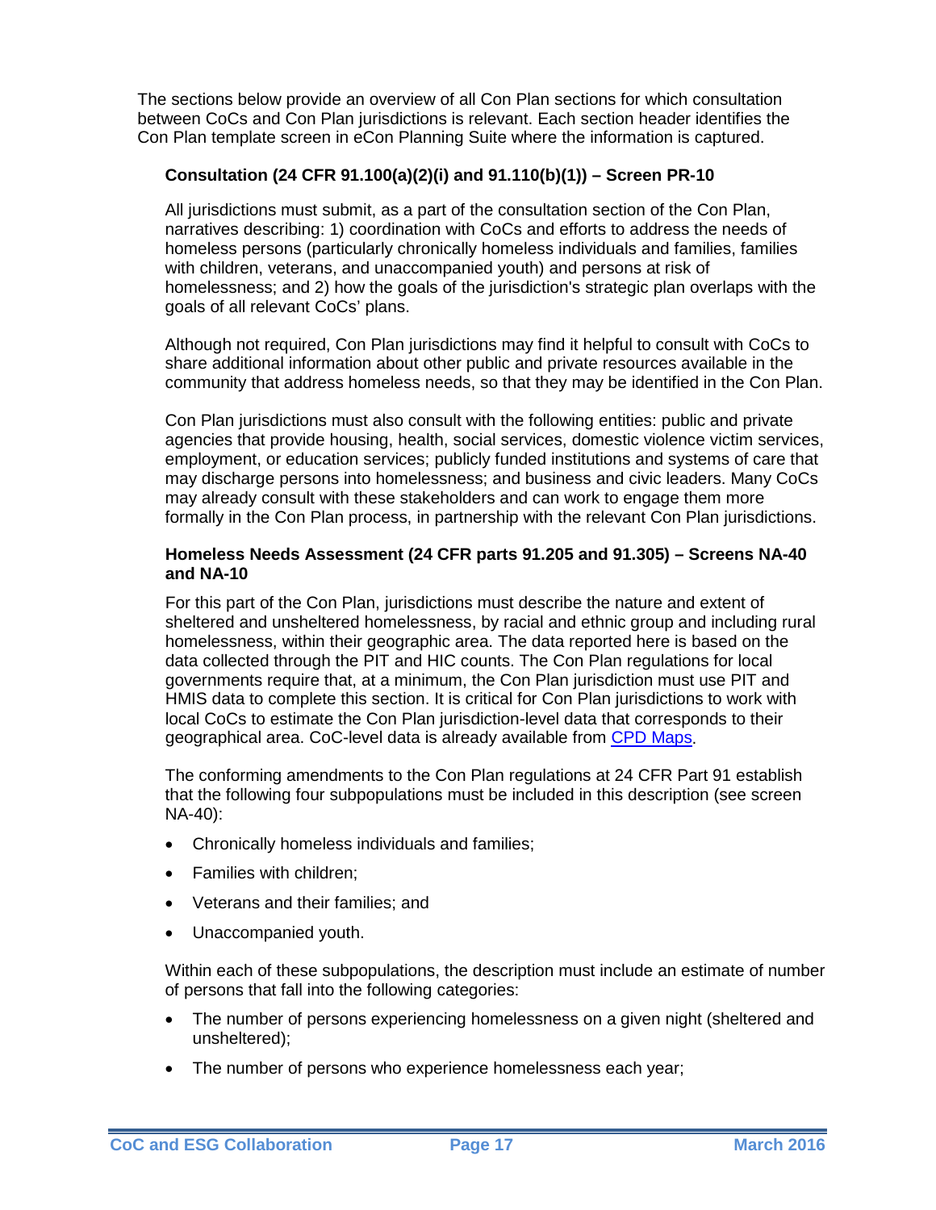The sections below provide an overview of all Con Plan sections for which consultation between CoCs and Con Plan jurisdictions is relevant. Each section header identifies the Con Plan template screen in eCon Planning Suite where the information is captured.

### Consultation (24 CFR 91.100(a)(2)(i) and 91.110(b)(1)) – Screen PR-10

All jurisdictions must submit, as a part of the consultation section of the Con Plan, narratives describing: 1) coordination with CoCs and efforts to address the needs of homeless persons (particularly chronically homeless individuals and families, families with children, veterans, and unaccompanied youth) and persons at risk of homelessness; and 2) how the goals of the jurisdiction's strategic plan overlaps with the goals of all relevant CoCs' plans.

Although not required, Con Plan jurisdictions may find it helpful to consult with CoCs to share additional information about other public and private resources available in the community that address homeless needs, so that they may be identified in the Con Plan.

Con Plan jurisdictions must also consult with the following entities: public and private agencies that provide housing, health, social services, domestic violence victim services, employment, or education services; publicly funded institutions and systems of care that may discharge persons into homelessness; and business and civic leaders. Many CoCs may already consult with these stakeholders and can work to engage them more formally in the Con Plan process, in partnership with the relevant Con Plan jurisdictions.

### Homeless Needs Assessment (24 CFR parts 91.205 and 91.305) – Screens NA-40 and NA-10

For this part of the Con Plan, jurisdictions must describe the nature and extent of sheltered and unsheltered homelessness, by racial and ethnic group and including rural homelessness, within their geographic area. The data reported here is based on the data collected through the PIT and HIC counts. The Con Plan regulations for local governments require that, at a minimum, the Con Plan jurisdiction must use PIT and HMIS data to complete this section. It is critical for Con Plan jurisdictions to work with local CoCs to estimate the Con Plan jurisdiction-level data that corresponds to their geographical area. CoC-level data is already available from [CPD Maps].

The conforming amendments to the Con Plan regulations at 24 CFR Part 91 establish that the following four subpopulations must be included in this description (see screen NA-40):

- Chronically homeless individuals and families;
- Families with children;
- Veterans and their families; and
- Unaccompanied youth.

Within each of these subpopulations, the description must include an estimate of number of persons that fall into the following categories:

- The number of persons experiencing homelessness on a given night (sheltered and unsheltered);
- The number of persons who experience homelessness each year;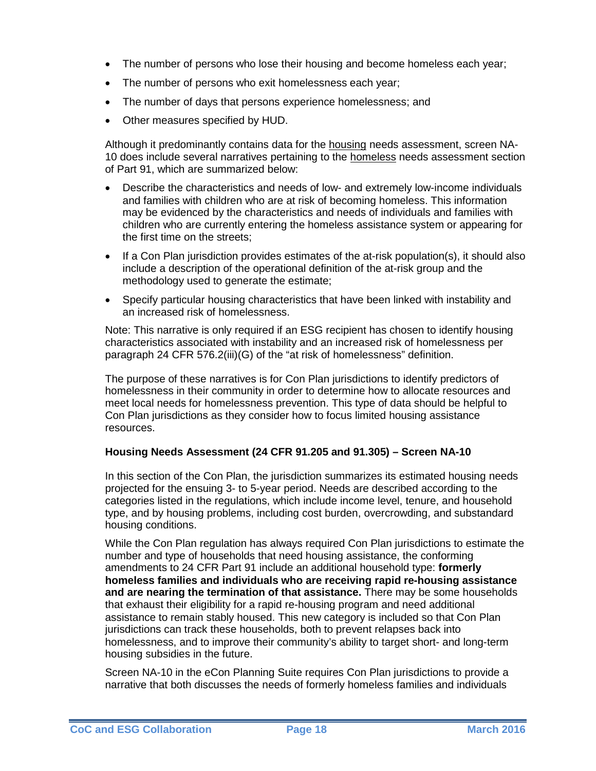- The number of persons who lose their housing and become homeless each year;
- The number of persons who exit homelessness each year;
- The number of days that persons experience homelessness; and
- Other measures specified by HUD.

Although it predominantly contains data for the housing needs assessment, screen NA-10 does include several narratives pertaining to the homeless needs assessment section of Part 91, which are summarized below:

- Describe the characteristics and needs of low- and extremely low-income individuals and families with children who are at risk of becoming homeless. This information may be evidenced by the characteristics and needs of individuals and families with children who are currently entering the homeless assistance system or appearing for the first time on the streets;
- If a Con Plan jurisdiction provides estimates of the at-risk population(s), it should also include a description of the operational definition of the at-risk group and the methodology used to generate the estimate;
- Specify particular housing characteristics that have been linked with instability and an increased risk of homelessness.

Note: This narrative is only required if an ESG recipient has chosen to identify housing characteristics associated with instability and an increased risk of homelessness per paragraph 24 CFR 576.2(iii)(G) of the "at risk of homelessness" definition.

The purpose of these narratives is for Con Plan jurisdictions to identify predictors of homelessness in their community in order to determine how to allocate resources and meet local needs for homelessness prevention. This type of data should be helpful to Con Plan jurisdictions as they consider how to focus limited housing assistance resources.

**Housing Needs Assessment (24 CFR 91.205 and 91.305) – Screen NA-10**

In this section of the Con Plan, the jurisdiction summarizes its estimated housing needs projected for the ensuing 3- to 5-year period. Needs are described according to the categories listed in the regulations, which include income level, tenure, and household type, and by housing problems, including cost burden, overcrowding, and substandard housing conditions.

While the Con Plan regulation has always required Con Plan jurisdictions to estimate the number and type of households that need housing assistance, the conforming amendments to 24 CFR Part 91 include an additional household type: **formerly homeless families and individuals who are receiving rapid re-housing assistance and are nearing the termination of that assistance.** There may be some households that exhaust their eligibility for a rapid re-housing program and need additional assistance to remain stably housed. This new category is included so that Con Plan jurisdictions can track these households, both to prevent relapses back into homelessness, and to improve their community's ability to target short- and long-term housing subsidies in the future.

Screen NA-10 in the eCon Planning Suite requires Con Plan jurisdictions to provide a narrative that both discusses the needs of formerly homeless families and individuals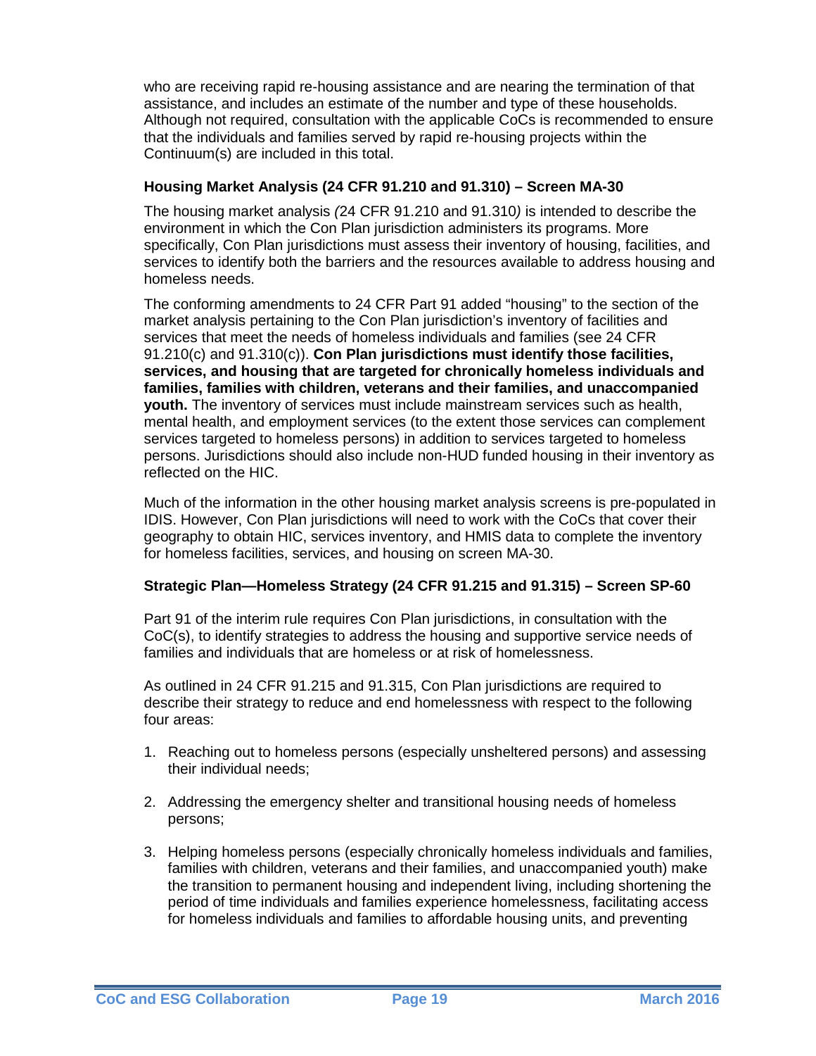who are receiving rapid re-housing assistance and are nearing the termination of that assistance, and includes an estimate of the number and type of these households. Although not required, consultation with the applicable CoCs is recommended to ensure that the individuals and families served by rapid re-housing projects within the Continuum(s) are included in this total.

### Housing Market Analysis (24 CFR 91.210 and 91.310) – Screen MA-30

The housing market analysis *(*24 CFR 91.210 and 91.310*)* is intended to describe the environment in which the Con Plan jurisdiction administers its programs. More specifically, Con Plan jurisdictions must assess their inventory of housing, facilities, and services to identify both the barriers and the resources available to address housing and homeless needs.

The conforming amendments to 24 CFR Part 91 added "housing" to the section of the market analysis pertaining to the Con Plan jurisdiction's inventory of facilities and services that meet the needs of homeless individuals and families (see 24 CFR 91.210(c) and 91.310(c)). **Con Plan jurisdictions must identify those facilities, services, and housing that are targeted for chronically homeless individuals and families, families with children, veterans and their families, and unaccompanied youth.** The inventory of services must include mainstream services such as health, mental health, and employment services (to the extent those services can complement services targeted to homeless persons) in addition to services targeted to homeless persons. Jurisdictions should also include non-HUD funded housing in their inventory as reflected on the HIC.

Much of the information in the other housing market analysis screens is pre-populated in IDIS. However, Con Plan jurisdictions will need to work with the CoCs that cover their geography to obtain HIC, services inventory, and HMIS data to complete the inventory for homeless facilities, services, and housing on screen MA-30.

### Strategic Plan—Homeless Strategy (24 CFR 91.215 and 91.315) – Screen SP-60

Part 91 of the interim rule requires Con Plan jurisdictions, in consultation with the CoC(s), to identify strategies to address the housing and supportive service needs of families and individuals that are homeless or at risk of homelessness.

As outlined in 24 CFR 91.215 and 91.315, Con Plan jurisdictions are required to describe their strategy to reduce and end homelessness with respect to the following four areas:

1. Reaching out to homeless persons (especially unsheltered persons) and assessing their individual needs;

2. Addressing the emergency shelter and transitional housing needs of homeless persons;

3. Helping homeless persons (especially chronically homeless individuals and families, families with children, veterans and their families, and unaccompanied youth) make the transition to permanent housing and independent living, including shortening the period of time individuals and families experience homelessness, facilitating access for homeless individuals and families to affordable housing units, and preventing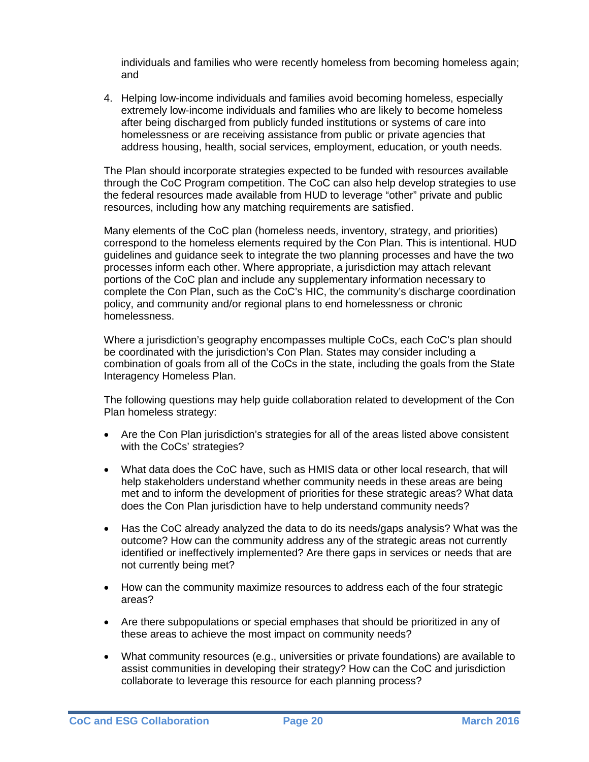individuals and families who were recently homeless from becoming homeless again; and

4. Helping low-income individuals and families avoid becoming homeless, especially extremely low-income individuals and families who are likely to become homeless after being discharged from publicly funded institutions or systems of care into homelessness or are receiving assistance from public or private agencies that address housing, health, social services, employment, education, or youth needs.

The Plan should incorporate strategies expected to be funded with resources available through the CoC Program competition. The CoC can also help develop strategies to use the federal resources made available from HUD to leverage "other" private and public resources, including how any matching requirements are satisfied.

Many elements of the CoC plan (homeless needs, inventory, strategy, and priorities) correspond to the homeless elements required by the Con Plan. This is intentional. HUD guidelines and guidance seek to integrate the two planning processes and have the two processes inform each other. Where appropriate, a jurisdiction may attach relevant portions of the CoC plan and include any supplementary information necessary to complete the Con Plan, such as the CoC's HIC, the community's discharge coordination policy, and community and/or regional plans to end homelessness or chronic homelessness.

Where a jurisdiction's geography encompasses multiple CoCs, each CoC's plan should be coordinated with the jurisdiction's Con Plan. States may consider including a combination of goals from all of the CoCs in the state, including the goals from the State Interagency Homeless Plan.

The following questions may help guide collaboration related to development of the Con Plan homeless strategy:

- Are the Con Plan jurisdiction's strategies for all of the areas listed above consistent with the CoCs' strategies?
- What data does the CoC have, such as HMIS data or other local research, that will help stakeholders understand whether community needs in these areas are being met and to inform the development of priorities for these strategic areas? What data does the Con Plan jurisdiction have to help understand community needs?
- Has the CoC already analyzed the data to do its needs/gaps analysis? What was the outcome? How can the community address any of the strategic areas not currently identified or ineffectively implemented? Are there gaps in services or needs that are not currently being met?
- How can the community maximize resources to address each of the four strategic areas?
- Are there subpopulations or special emphases that should be prioritized in any of these areas to achieve the most impact on community needs?
- What community resources (e.g., universities or private foundations) are available to assist communities in developing their strategy? How can the CoC and jurisdiction collaborate to leverage this resource for each planning process?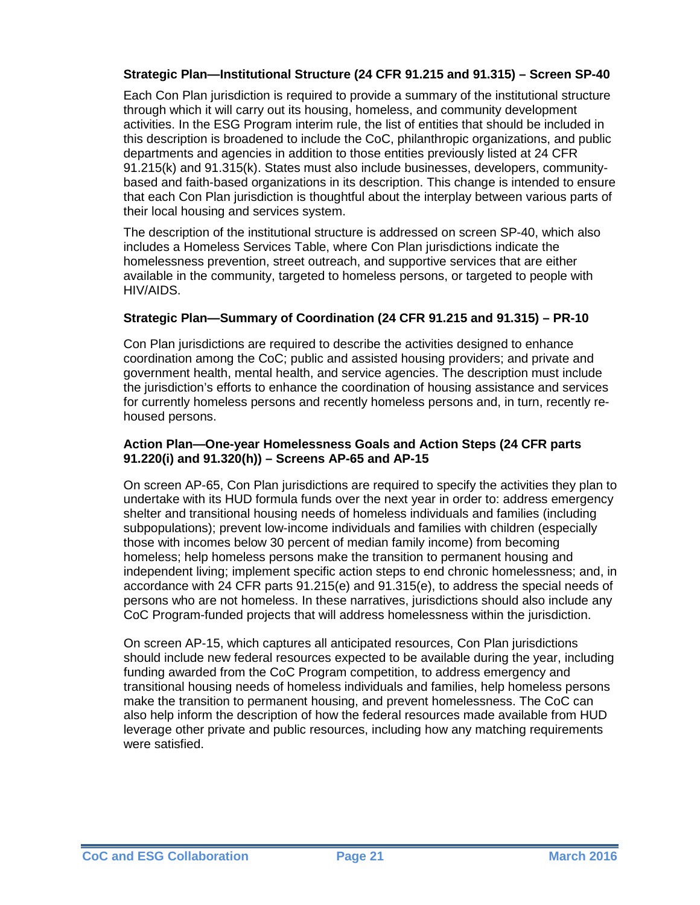**Strategic Plan—Institutional Structure (24 CFR 91.215 and 91.315) – Screen SP-40**

Each Con Plan jurisdiction is required to provide a summary of the institutional structure through which it will carry out its housing, homeless, and community development activities. In the ESG Program interim rule, the list of entities that should be included in this description is broadened to include the CoC, philanthropic organizations, and public departments and agencies in addition to those entities previously listed at 24 CFR 91.215(k) and 91.315(k). States must also include businesses, developers, community-based and faith-based organizations in its description. This change is intended to ensure that each Con Plan jurisdiction is thoughtful about the interplay between various parts of their local housing and services system.

The description of the institutional structure is addressed on screen SP-40, which also includes a Homeless Services Table, where Con Plan jurisdictions indicate the homelessness prevention, street outreach, and supportive services that are either available in the community, targeted to homeless persons, or targeted to people with HIV/AIDS.

**Strategic Plan—Summary of Coordination (24 CFR 91.215 and 91.315) – PR-10**

Con Plan jurisdictions are required to describe the activities designed to enhance coordination among the CoC; public and assisted housing providers; and private and government health, mental health, and service agencies. The description must include the jurisdiction's efforts to enhance the coordination of housing assistance and services for currently homeless persons and recently homeless persons and, in turn, recently re-housed persons.

**Action Plan—One-year Homelessness Goals and Action Steps (24 CFR parts 91.220(i) and 91.320(h)) – Screens AP-65 and AP-15**

On screen AP-65, Con Plan jurisdictions are required to specify the activities they plan to undertake with its HUD formula funds over the next year in order to: address emergency shelter and transitional housing needs of homeless individuals and families (including subpopulations); prevent low-income individuals and families with children (especially those with incomes below 30 percent of median family income) from becoming homeless; help homeless persons make the transition to permanent housing and independent living; implement specific action steps to end chronic homelessness; and, in accordance with 24 CFR parts 91.215(e) and 91.315(e), to address the special needs of persons who are not homeless. In these narratives, jurisdictions should also include any CoC Program-funded projects that will address homelessness within the jurisdiction.

On screen AP-15, which captures all anticipated resources, Con Plan jurisdictions should include new federal resources expected to be available during the year, including funding awarded from the CoC Program competition, to address emergency and transitional housing needs of homeless individuals and families, help homeless persons make the transition to permanent housing, and prevent homelessness. The CoC can also help inform the description of how the federal resources made available from HUD leverage other private and public resources, including how any matching requirements were satisfied.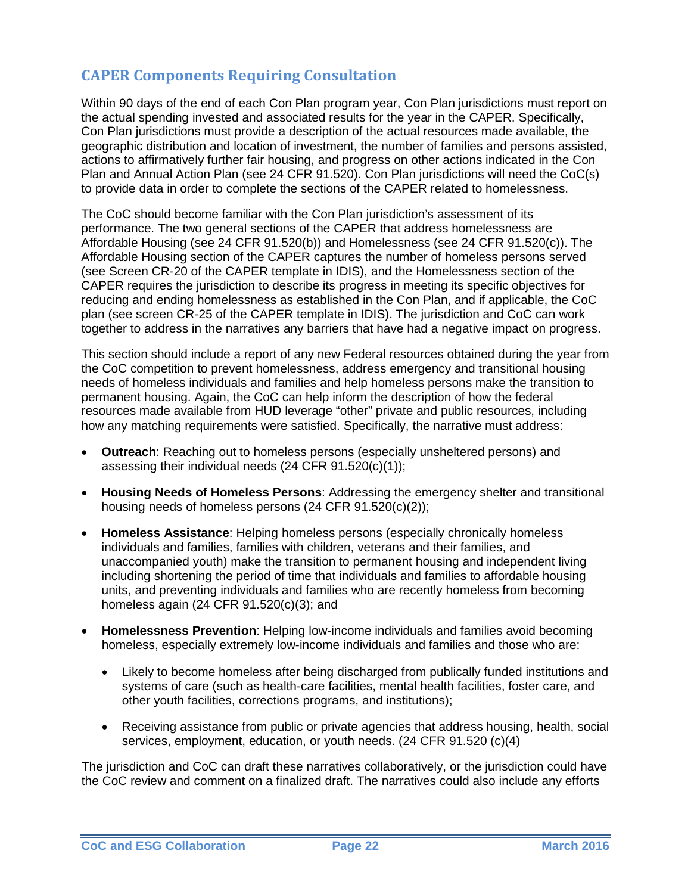## CAPER Components Requiring Consultation

Within 90 days of the end of each Con Plan program year, Con Plan jurisdictions must report on the actual spending invested and associated results for the year in the CAPER. Specifically, Con Plan jurisdictions must provide a description of the actual resources made available, the geographic distribution and location of investment, the number of families and persons assisted, actions to affirmatively further fair housing, and progress on other actions indicated in the Con Plan and Annual Action Plan (see 24 CFR 91.520). Con Plan jurisdictions will need the CoC(s) to provide data in order to complete the sections of the CAPER related to homelessness.

The CoC should become familiar with the Con Plan jurisdiction's assessment of its performance. The two general sections of the CAPER that address homelessness are Affordable Housing (see 24 CFR 91.520(b)) and Homelessness (see 24 CFR 91.520(c)). The Affordable Housing section of the CAPER captures the number of homeless persons served (see Screen CR-20 of the CAPER template in IDIS), and the Homelessness section of the CAPER requires the jurisdiction to describe its progress in meeting its specific objectives for reducing and ending homelessness as established in the Con Plan, and if applicable, the CoC plan (see screen CR-25 of the CAPER template in IDIS). The jurisdiction and CoC can work together to address in the narratives any barriers that have had a negative impact on progress.

This section should include a report of any new Federal resources obtained during the year from the CoC competition to prevent homelessness, address emergency and transitional housing needs of homeless individuals and families and help homeless persons make the transition to permanent housing. Again, the CoC can help inform the description of how the federal resources made available from HUD leverage "other" private and public resources, including how any matching requirements were satisfied. Specifically, the narrative must address:

- **Outreach**: Reaching out to homeless persons (especially unsheltered persons) and assessing their individual needs (24 CFR 91.520(c)(1));
- **Housing Needs of Homeless Persons**: Addressing the emergency shelter and transitional housing needs of homeless persons (24 CFR 91.520(c)(2));
- **Homeless Assistance**: Helping homeless persons (especially chronically homeless individuals and families, families with children, veterans and their families, and unaccompanied youth) make the transition to permanent housing and independent living including shortening the period of time that individuals and families to affordable housing units, and preventing individuals and families who are recently homeless from becoming homeless again (24 CFR 91.520(c)(3); and
- **Homelessness Prevention**: Helping low-income individuals and families avoid becoming homeless, especially extremely low-income individuals and families and those who are:
  - Likely to become homeless after being discharged from publically funded institutions and systems of care (such as health-care facilities, mental health facilities, foster care, and other youth facilities, corrections programs, and institutions);
  - Receiving assistance from public or private agencies that address housing, health, social services, employment, education, or youth needs. (24 CFR 91.520 (c)(4)

The jurisdiction and CoC can draft these narratives collaboratively, or the jurisdiction could have the CoC review and comment on a finalized draft. The narratives could also include any efforts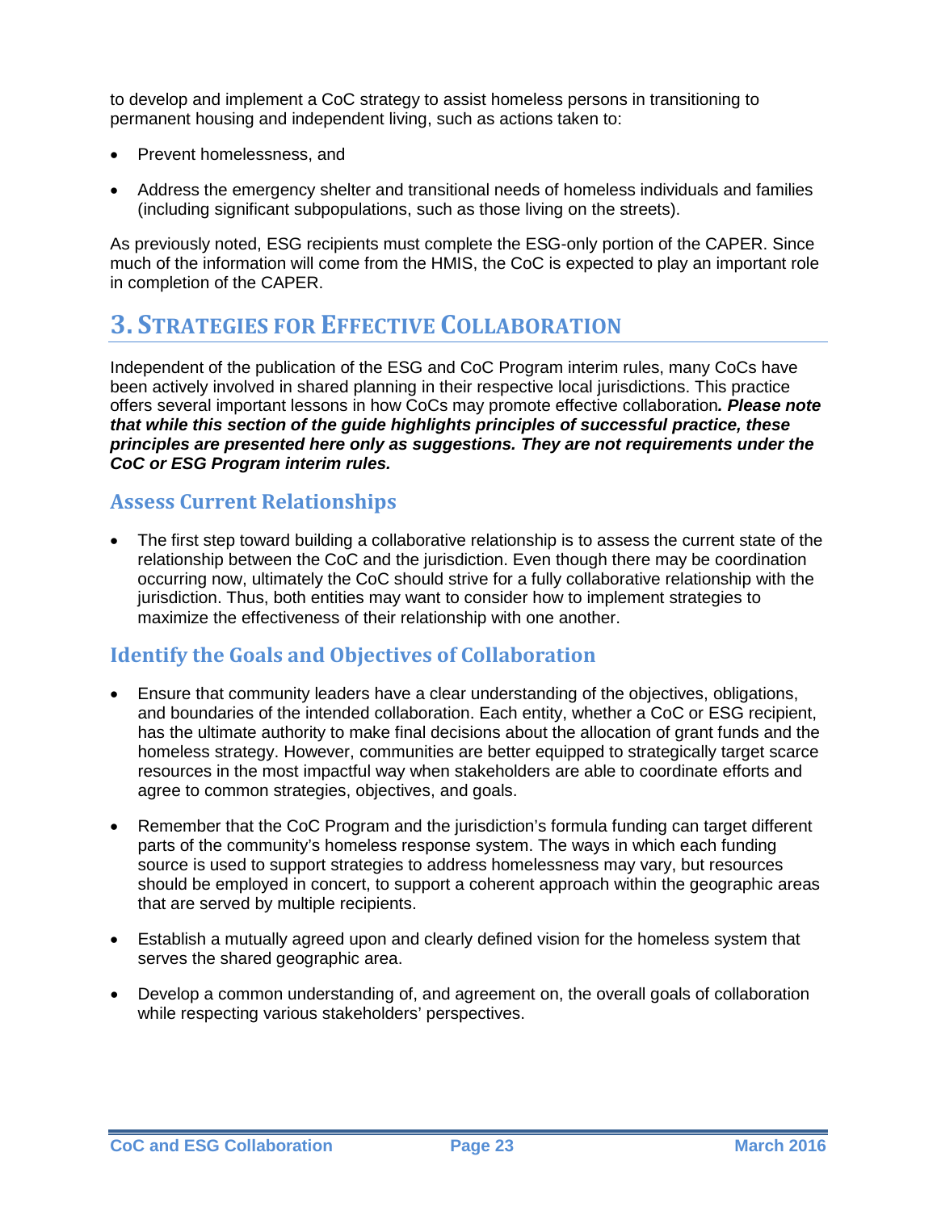to develop and implement a CoC strategy to assist homeless persons in transitioning to permanent housing and independent living, such as actions taken to:

- Prevent homelessness, and
- Address the emergency shelter and transitional needs of homeless individuals and families (including significant subpopulations, such as those living on the streets).

As previously noted, ESG recipients must complete the ESG-only portion of the CAPER. Since much of the information will come from the HMIS, the CoC is expected to play an important role in completion of the CAPER.

# 3. Strategies for Effective Collaboration

Independent of the publication of the ESG and CoC Program interim rules, many CoCs have been actively involved in shared planning in their respective local jurisdictions. This practice offers several important lessons in how CoCs may promote effective collaboration***. Please note that while this section of the guide highlights principles of successful practice, these principles are presented here only as suggestions. They are not requirements under the CoC or ESG Program interim rules.***

## Assess Current Relationships

- The first step toward building a collaborative relationship is to assess the current state of the relationship between the CoC and the jurisdiction. Even though there may be coordination occurring now, ultimately the CoC should strive for a fully collaborative relationship with the jurisdiction. Thus, both entities may want to consider how to implement strategies to maximize the effectiveness of their relationship with one another.

## Identify the Goals and Objectives of Collaboration

- Ensure that community leaders have a clear understanding of the objectives, obligations, and boundaries of the intended collaboration. Each entity, whether a CoC or ESG recipient, has the ultimate authority to make final decisions about the allocation of grant funds and the homeless strategy. However, communities are better equipped to strategically target scarce resources in the most impactful way when stakeholders are able to coordinate efforts and agree to common strategies, objectives, and goals.
- Remember that the CoC Program and the jurisdiction's formula funding can target different parts of the community's homeless response system. The ways in which each funding source is used to support strategies to address homelessness may vary, but resources should be employed in concert, to support a coherent approach within the geographic areas that are served by multiple recipients.
- Establish a mutually agreed upon and clearly defined vision for the homeless system that serves the shared geographic area.
- Develop a common understanding of, and agreement on, the overall goals of collaboration while respecting various stakeholders' perspectives.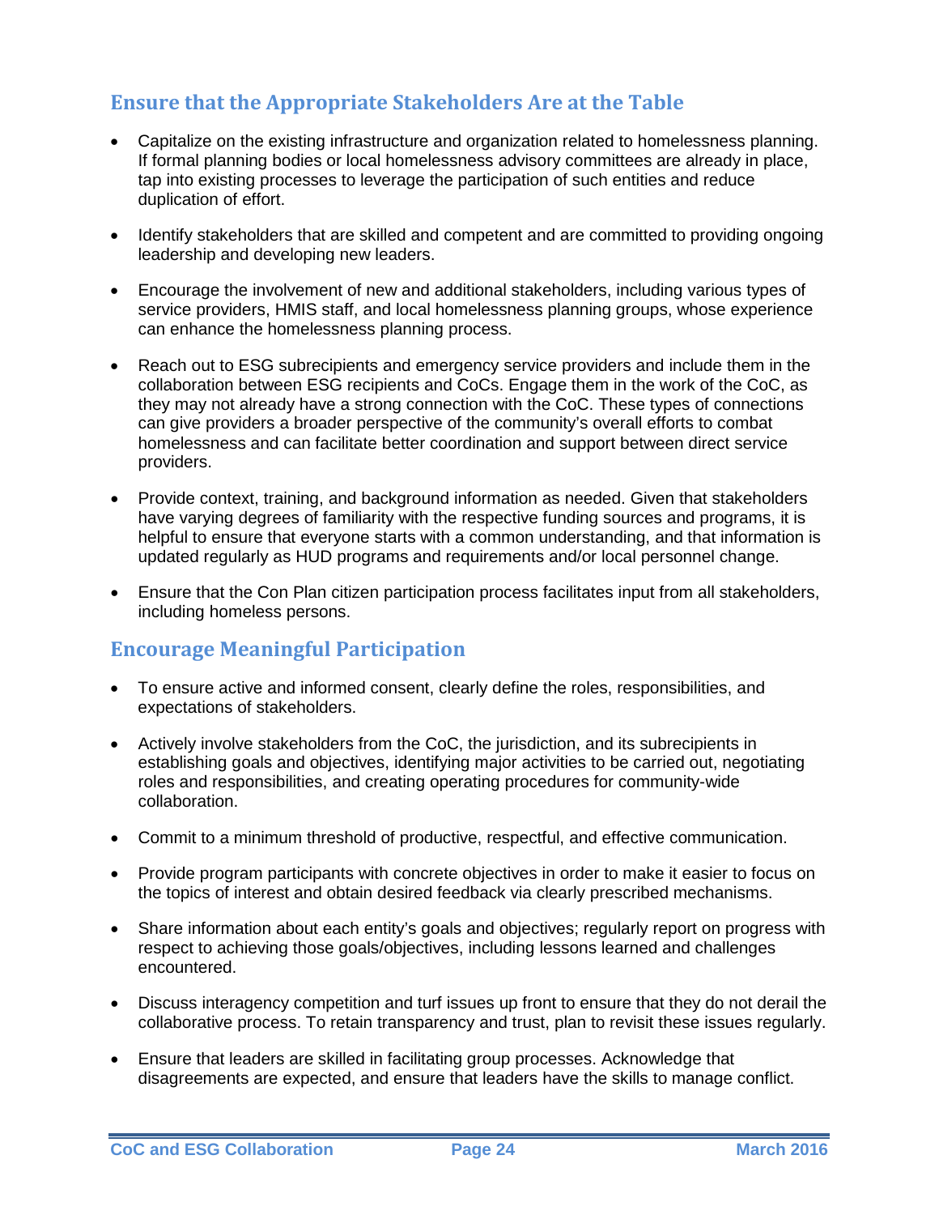## Ensure that the Appropriate Stakeholders Are at the Table

- Capitalize on the existing infrastructure and organization related to homelessness planning. If formal planning bodies or local homelessness advisory committees are already in place, tap into existing processes to leverage the participation of such entities and reduce duplication of effort.
- Identify stakeholders that are skilled and competent and are committed to providing ongoing leadership and developing new leaders.
- Encourage the involvement of new and additional stakeholders, including various types of service providers, HMIS staff, and local homelessness planning groups, whose experience can enhance the homelessness planning process.
- Reach out to ESG subrecipients and emergency service providers and include them in the collaboration between ESG recipients and CoCs. Engage them in the work of the CoC, as they may not already have a strong connection with the CoC. These types of connections can give providers a broader perspective of the community's overall efforts to combat homelessness and can facilitate better coordination and support between direct service providers.
- Provide context, training, and background information as needed. Given that stakeholders have varying degrees of familiarity with the respective funding sources and programs, it is helpful to ensure that everyone starts with a common understanding, and that information is updated regularly as HUD programs and requirements and/or local personnel change.
- Ensure that the Con Plan citizen participation process facilitates input from all stakeholders, including homeless persons.

## Encourage Meaningful Participation

- To ensure active and informed consent, clearly define the roles, responsibilities, and expectations of stakeholders.
- Actively involve stakeholders from the CoC, the jurisdiction, and its subrecipients in establishing goals and objectives, identifying major activities to be carried out, negotiating roles and responsibilities, and creating operating procedures for community-wide collaboration.
- Commit to a minimum threshold of productive, respectful, and effective communication.
- Provide program participants with concrete objectives in order to make it easier to focus on the topics of interest and obtain desired feedback via clearly prescribed mechanisms.
- Share information about each entity's goals and objectives; regularly report on progress with respect to achieving those goals/objectives, including lessons learned and challenges encountered.
- Discuss interagency competition and turf issues up front to ensure that they do not derail the collaborative process. To retain transparency and trust, plan to revisit these issues regularly.
- Ensure that leaders are skilled in facilitating group processes. Acknowledge that disagreements are expected, and ensure that leaders have the skills to manage conflict.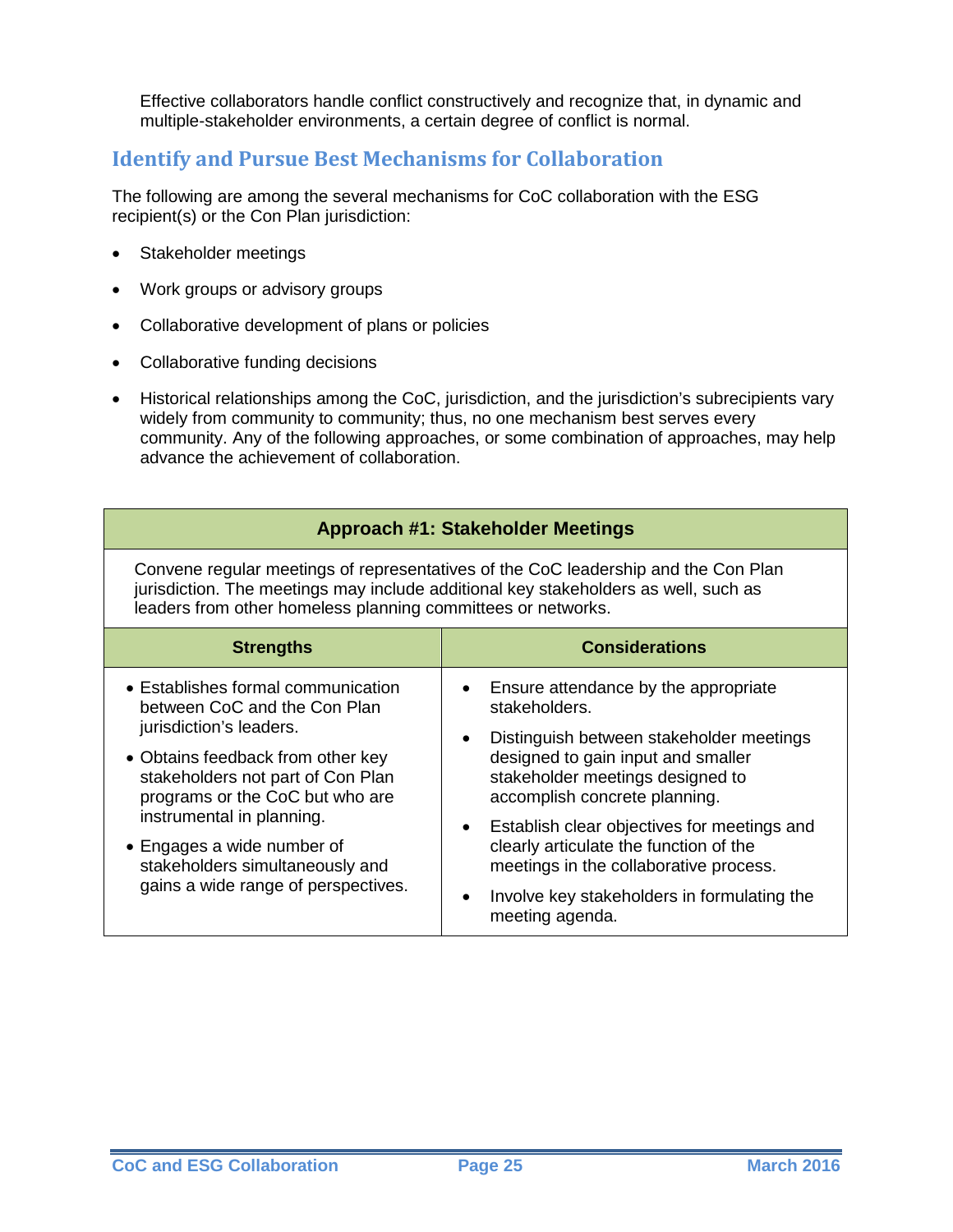Effective collaborators handle conflict constructively and recognize that, in dynamic and multiple-stakeholder environments, a certain degree of conflict is normal.

## Identify and Pursue Best Mechanisms for Collaboration

The following are among the several mechanisms for CoC collaboration with the ESG recipient(s) or the Con Plan jurisdiction:

- Stakeholder meetings
- Work groups or advisory groups
- Collaborative development of plans or policies
- Collaborative funding decisions
- Historical relationships among the CoC, jurisdiction, and the jurisdiction's subrecipients vary widely from community to community; thus, no one mechanism best serves every community. Any of the following approaches, or some combination of approaches, may help advance the achievement of collaboration.

| Approach #1: Stakeholder Meetings | |
|---|---|
| Convene regular meetings of representatives of the CoC leadership and the Con Plan jurisdiction. The meetings may include additional key stakeholders as well, such as leaders from other homeless planning committees or networks. | |
| **Strengths** | **Considerations** |
| • Establishes formal communication between CoC and the Con Plan jurisdiction's leaders.<br>• Obtains feedback from other key stakeholders not part of Con Plan programs or the CoC but who are instrumental in planning.<br>• Engages a wide number of stakeholders simultaneously and gains a wide range of perspectives. | • Ensure attendance by the appropriate stakeholders.<br>• Distinguish between stakeholder meetings designed to gain input and smaller stakeholder meetings designed to accomplish concrete planning.<br>• Establish clear objectives for meetings and clearly articulate the function of the meetings in the collaborative process.<br>• Involve key stakeholders in formulating the meeting agenda. |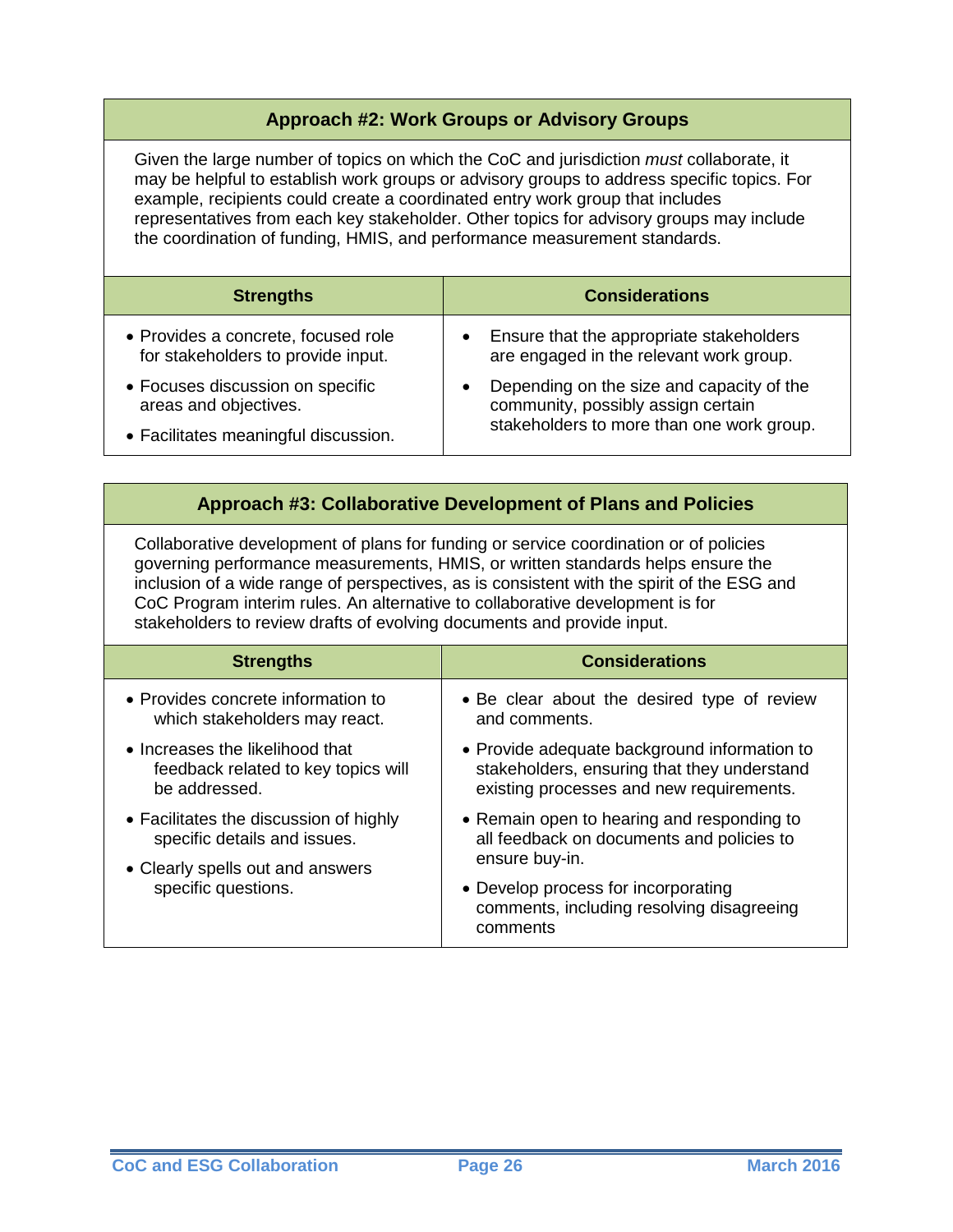### Approach #2: Work Groups or Advisory Groups

Given the large number of topics on which the CoC and jurisdiction *must* collaborate, it may be helpful to establish work groups or advisory groups to address specific topics. For example, recipients could create a coordinated entry work group that includes representatives from each key stakeholder. Other topics for advisory groups may include the coordination of funding, HMIS, and performance measurement standards.

| Strengths | Considerations |
| --- | --- |
| • Provides a concrete, focused role for stakeholders to provide input.<br>• Focuses discussion on specific areas and objectives.<br>• Facilitates meaningful discussion. | • Ensure that the appropriate stakeholders are engaged in the relevant work group.<br>• Depending on the size and capacity of the community, possibly assign certain stakeholders to more than one work group. |

### Approach #3: Collaborative Development of Plans and Policies

Collaborative development of plans for funding or service coordination or of policies governing performance measurements, HMIS, or written standards helps ensure the inclusion of a wide range of perspectives, as is consistent with the spirit of the ESG and CoC Program interim rules. An alternative to collaborative development is for stakeholders to review drafts of evolving documents and provide input.

| Strengths | Considerations |
| --- | --- |
| • Provides concrete information to which stakeholders may react.<br>• Increases the likelihood that feedback related to key topics will be addressed.<br>• Facilitates the discussion of highly specific details and issues.<br>• Clearly spells out and answers specific questions. | • Be clear about the desired type of review and comments.<br>• Provide adequate background information to stakeholders, ensuring that they understand existing processes and new requirements.<br>• Remain open to hearing and responding to all feedback on documents and policies to ensure buy-in.<br>• Develop process for incorporating comments, including resolving disagreeing comments |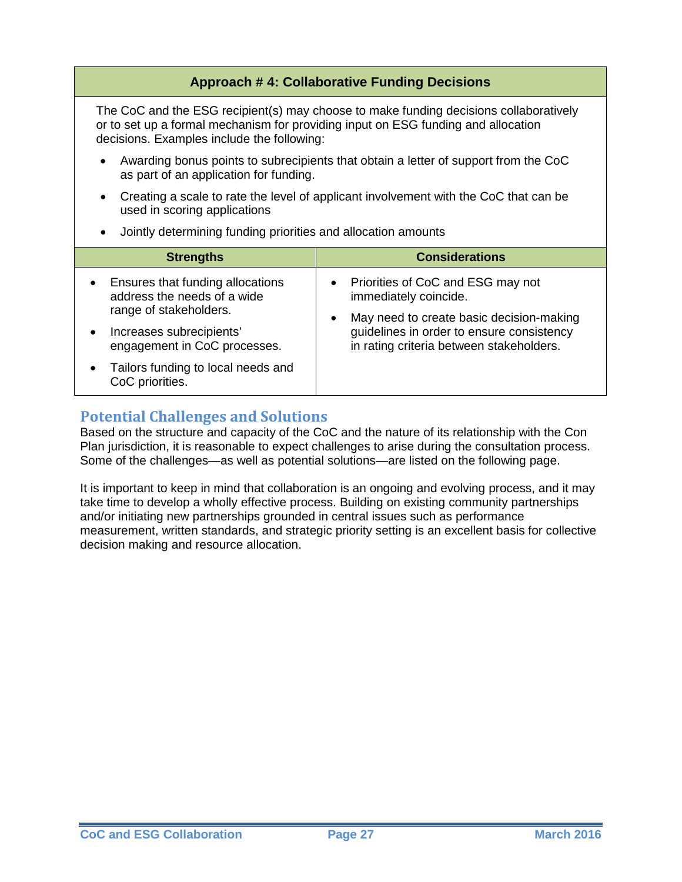### Approach # 4: Collaborative Funding Decisions

The CoC and the ESG recipient(s) may choose to make funding decisions collaboratively or to set up a formal mechanism for providing input on ESG funding and allocation decisions. Examples include the following:

- Awarding bonus points to subrecipients that obtain a letter of support from the CoC as part of an application for funding.
- Creating a scale to rate the level of applicant involvement with the CoC that can be used in scoring applications
- Jointly determining funding priorities and allocation amounts

| Strengths | Considerations |
|---|---|
| • Ensures that funding allocations address the needs of a wide range of stakeholders.<br>• Increases subrecipients' engagement in CoC processes.<br>• Tailors funding to local needs and CoC priorities. | • Priorities of CoC and ESG may not immediately coincide.<br>• May need to create basic decision-making guidelines in order to ensure consistency in rating criteria between stakeholders. |

## Potential Challenges and Solutions

Based on the structure and capacity of the CoC and the nature of its relationship with the Con Plan jurisdiction, it is reasonable to expect challenges to arise during the consultation process. Some of the challenges—as well as potential solutions—are listed on the following page.

It is important to keep in mind that collaboration is an ongoing and evolving process, and it may take time to develop a wholly effective process. Building on existing community partnerships and/or initiating new partnerships grounded in central issues such as performance measurement, written standards, and strategic priority setting is an excellent basis for collective decision making and resource allocation.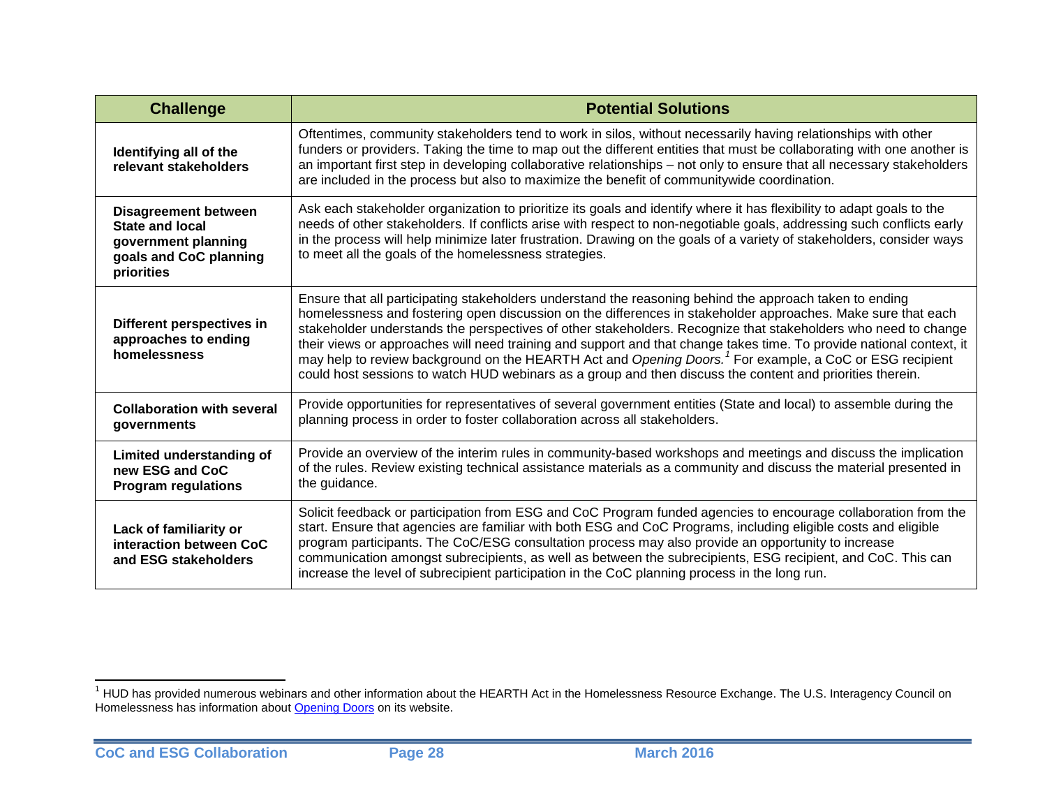| Challenge | Potential Solutions |
|---|---|
| **Identifying all of the relevant stakeholders** | Oftentimes, community stakeholders tend to work in silos, without necessarily having relationships with other funders or providers. Taking the time to map out the different entities that must be collaborating with one another is an important first step in developing collaborative relationships – not only to ensure that all necessary stakeholders are included in the process but also to maximize the benefit of communitywide coordination. |
| **Disagreement between State and local government planning goals and CoC planning priorities** | Ask each stakeholder organization to prioritize its goals and identify where it has flexibility to adapt goals to the needs of other stakeholders. If conflicts arise with respect to non-negotiable goals, addressing such conflicts early in the process will help minimize later frustration. Drawing on the goals of a variety of stakeholders, consider ways to meet all the goals of the homelessness strategies. |
| **Different perspectives in approaches to ending homelessness** | Ensure that all participating stakeholders understand the reasoning behind the approach taken to ending homelessness and fostering open discussion on the differences in stakeholder approaches. Make sure that each stakeholder understands the perspectives of other stakeholders. Recognize that stakeholders who need to change their views or approaches will need training and support and that change takes time. To provide national context, it may help to review background on the HEARTH Act and *Opening Doors.*[1] For example, a CoC or ESG recipient could host sessions to watch HUD webinars as a group and then discuss the content and priorities therein. |
| **Collaboration with several governments** | Provide opportunities for representatives of several government entities (State and local) to assemble during the planning process in order to foster collaboration across all stakeholders. |
| **Limited understanding of new ESG and CoC Program regulations** | Provide an overview of the interim rules in community-based workshops and meetings and discuss the implication of the rules. Review existing technical assistance materials as a community and discuss the material presented in the guidance. |
| **Lack of familiarity or interaction between CoC and ESG stakeholders** | Solicit feedback or participation from ESG and CoC Program funded agencies to encourage collaboration from the start. Ensure that agencies are familiar with both ESG and CoC Programs, including eligible costs and eligible program participants. The CoC/ESG consultation process may also provide an opportunity to increase communication amongst subrecipients, as well as between the subrecipients, ESG recipient, and CoC. This can increase the level of subrecipient participation in the CoC planning process in the long run. |

[1] HUD has provided numerous webinars and other information about the HEARTH Act in the Homelessness Resource Exchange. The U.S. Interagency Council on Homelessness has information about Opening Doors on its website.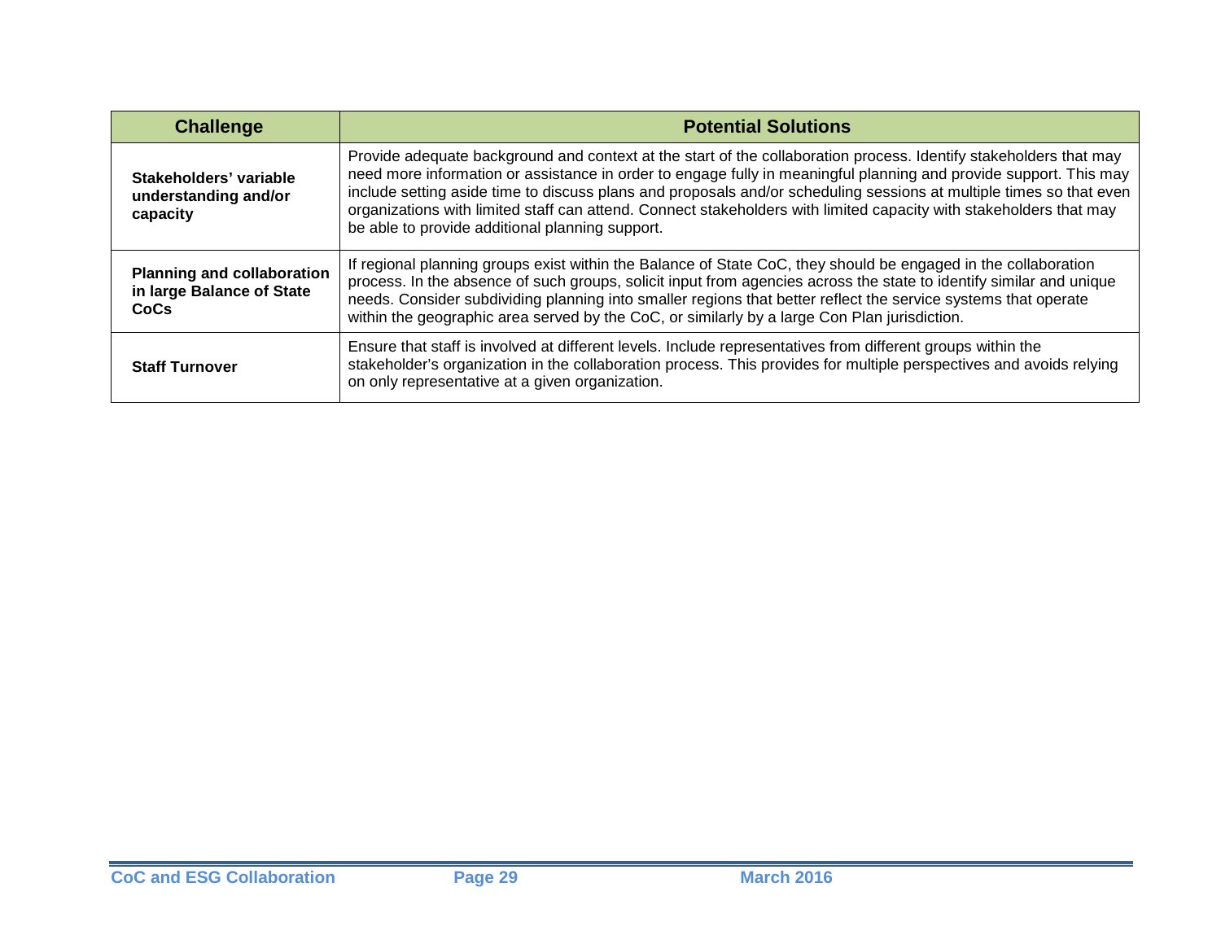| Challenge | Potential Solutions |
|---|---|
| **Stakeholders' variable understanding and/or capacity** | Provide adequate background and context at the start of the collaboration process. Identify stakeholders that may need more information or assistance in order to engage fully in meaningful planning and provide support. This may include setting aside time to discuss plans and proposals and/or scheduling sessions at multiple times so that even organizations with limited staff can attend. Connect stakeholders with limited capacity with stakeholders that may be able to provide additional planning support. |
| **Planning and collaboration in large Balance of State CoCs** | If regional planning groups exist within the Balance of State CoC, they should be engaged in the collaboration process. In the absence of such groups, solicit input from agencies across the state to identify similar and unique needs. Consider subdividing planning into smaller regions that better reflect the service systems that operate within the geographic area served by the CoC, or similarly by a large Con Plan jurisdiction. |
| **Staff Turnover** | Ensure that staff is involved at different levels. Include representatives from different groups within the stakeholder's organization in the collaboration process. This provides for multiple perspectives and avoids relying on only representative at a given organization. |